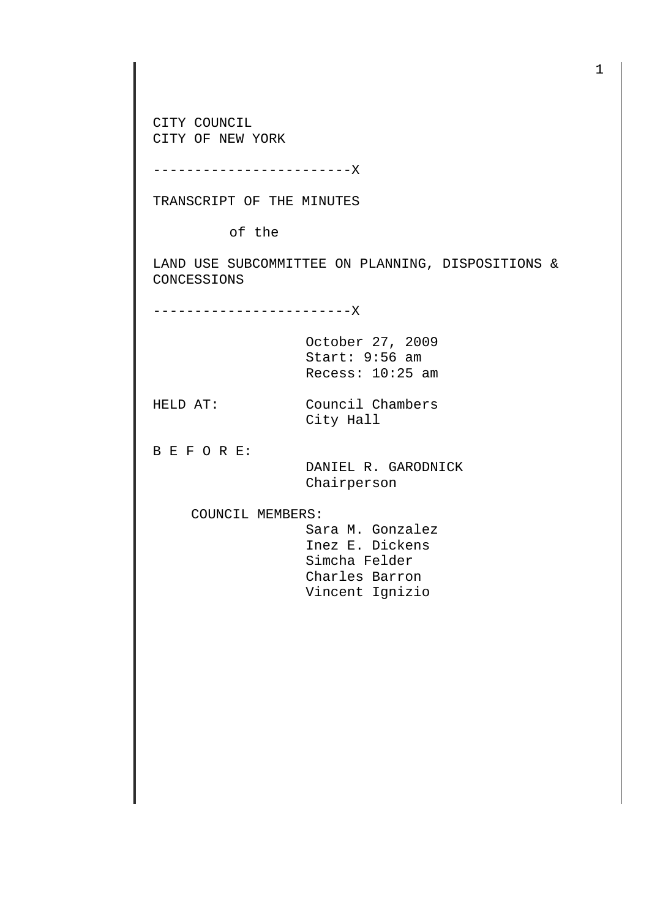CITY COUNCIL
CITY OF NEW YORK

------------------------X

TRANSCRIPT OF THE MINUTES

of the

LAND USE SUBCOMMITTEE ON PLANNING, DISPOSITIONS & CONCESSIONS

------------------------X

October 27, 2009
Start: 9:56 am
Recess: 10:25 am

HELD AT: Council Chambers
City Hall

B E F O R E:

DANIEL R. GARODNICK
Chairperson

COUNCIL MEMBERS:

Sara M. Gonzalez
Inez E. Dickens
Simcha Felder
Charles Barron
Vincent Ignizio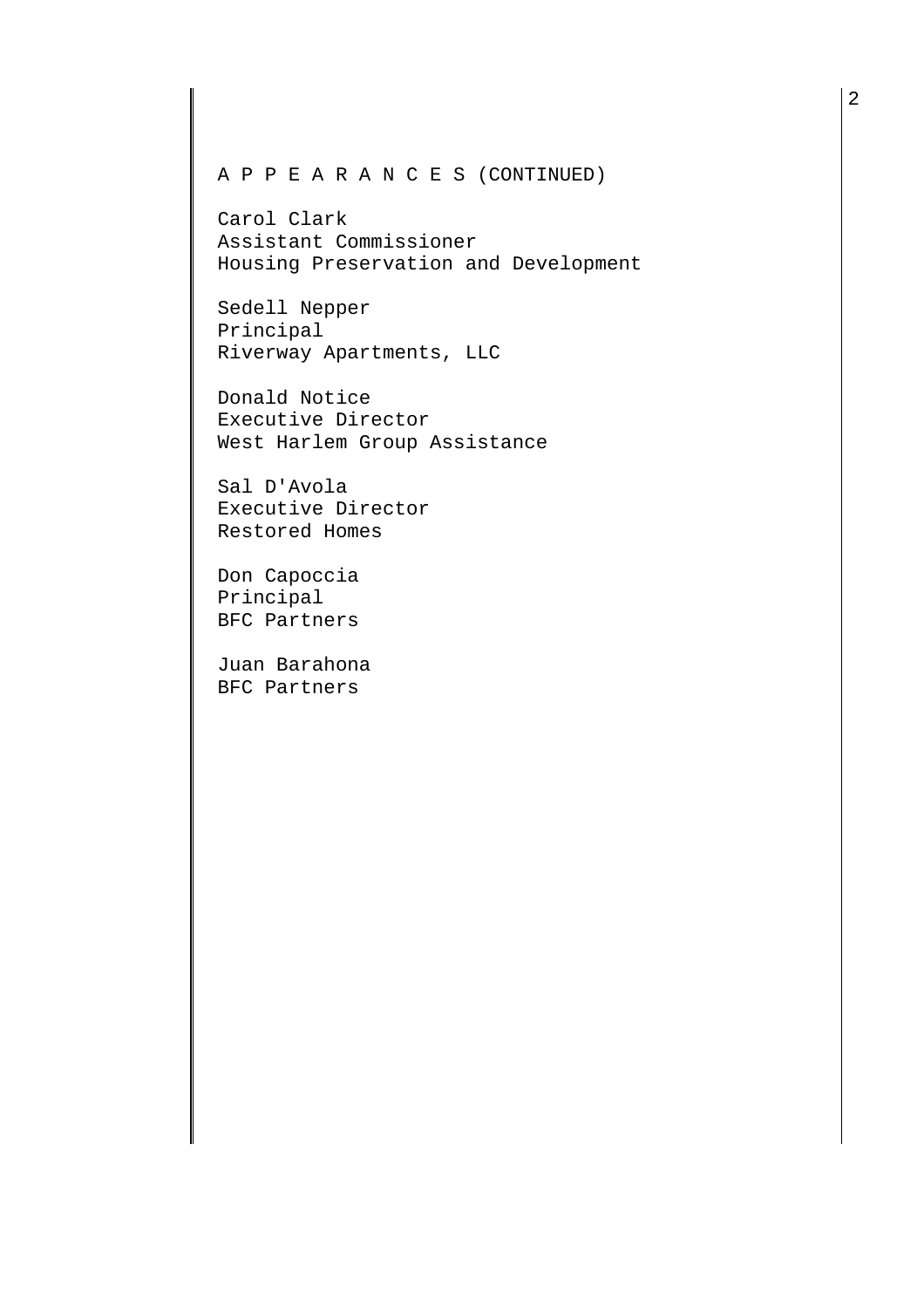A P P E A R A N C E S (CONTINUED)

Carol Clark
Assistant Commissioner
Housing Preservation and Development

Sedell Nepper
Principal
Riverway Apartments, LLC

Donald Notice
Executive Director
West Harlem Group Assistance

Sal D'Avola
Executive Director
Restored Homes

Don Capoccia
Principal
BFC Partners

Juan Barahona
BFC Partners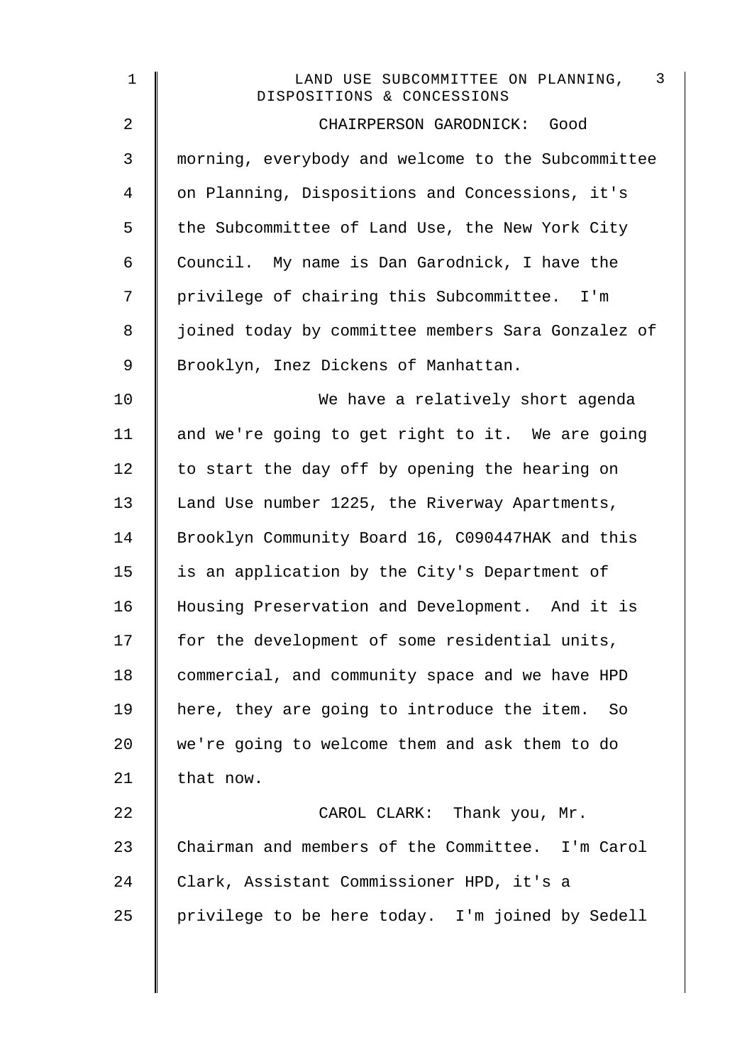CHAIRPERSON GARODNICK: Good morning, everybody and welcome to the Subcommittee on Planning, Dispositions and Concessions, it's the Subcommittee of Land Use, the New York City Council. My name is Dan Garodnick, I have the privilege of chairing this Subcommittee. I'm joined today by committee members Sara Gonzalez of Brooklyn, Inez Dickens of Manhattan.

We have a relatively short agenda and we're going to get right to it. We are going to start the day off by opening the hearing on Land Use number 1225, the Riverway Apartments, Brooklyn Community Board 16, C090447HAK and this is an application by the City's Department of Housing Preservation and Development. And it is for the development of some residential units, commercial, and community space and we have HPD here, they are going to introduce the item. So we're going to welcome them and ask them to do that now.

CAROL CLARK: Thank you, Mr. Chairman and members of the Committee. I'm Carol Clark, Assistant Commissioner HPD, it's a privilege to be here today. I'm joined by Sedell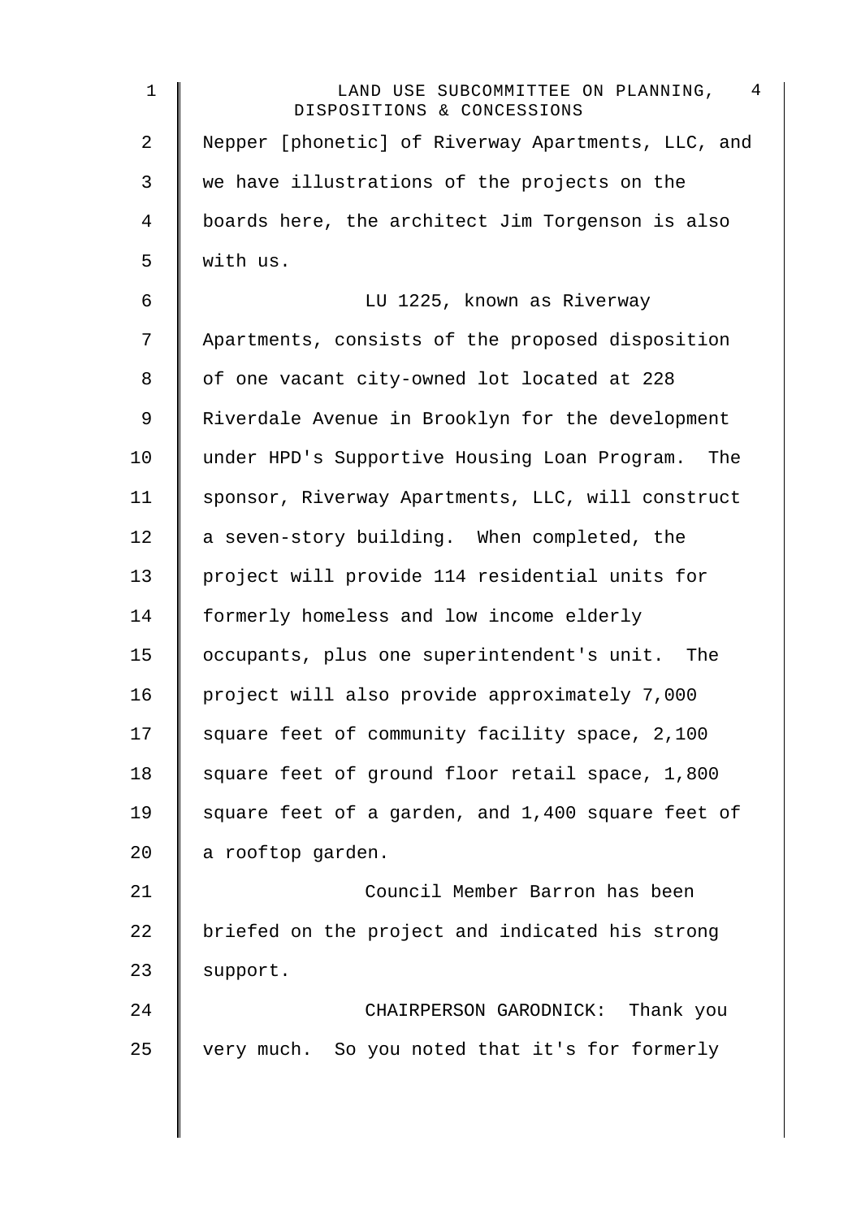Nepper [phonetic] of Riverway Apartments, LLC, and we have illustrations of the projects on the boards here, the architect Jim Torgenson is also with us.

LU 1225, known as Riverway Apartments, consists of the proposed disposition of one vacant city-owned lot located at 228 Riverdale Avenue in Brooklyn for the development under HPD's Supportive Housing Loan Program. The sponsor, Riverway Apartments, LLC, will construct a seven-story building. When completed, the project will provide 114 residential units for formerly homeless and low income elderly occupants, plus one superintendent's unit. The project will also provide approximately 7,000 square feet of community facility space, 2,100 square feet of ground floor retail space, 1,800 square feet of a garden, and 1,400 square feet of a rooftop garden.

Council Member Barron has been briefed on the project and indicated his strong support.

CHAIRPERSON GARODNICK: Thank you very much. So you noted that it's for formerly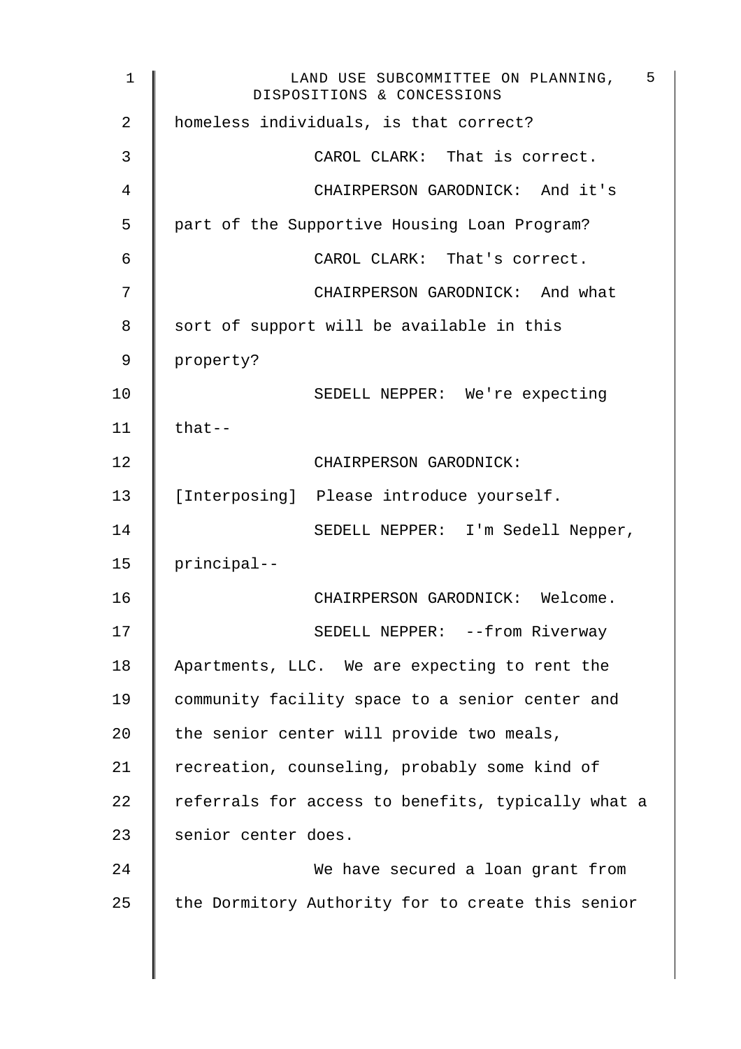homeless individuals, is that correct?

CAROL CLARK: That is correct.

CHAIRPERSON GARODNICK: And it's part of the Supportive Housing Loan Program?

CAROL CLARK: That's correct.

CHAIRPERSON GARODNICK: And what sort of support will be available in this property?

SEDELL NEPPER: We're expecting that--

CHAIRPERSON GARODNICK: [Interposing] Please introduce yourself.

SEDELL NEPPER: I'm Sedell Nepper, principal--

CHAIRPERSON GARODNICK: Welcome.

SEDELL NEPPER: --from Riverway Apartments, LLC. We are expecting to rent the community facility space to a senior center and the senior center will provide two meals, recreation, counseling, probably some kind of referrals for access to benefits, typically what a senior center does.

We have secured a loan grant from the Dormitory Authority for to create this senior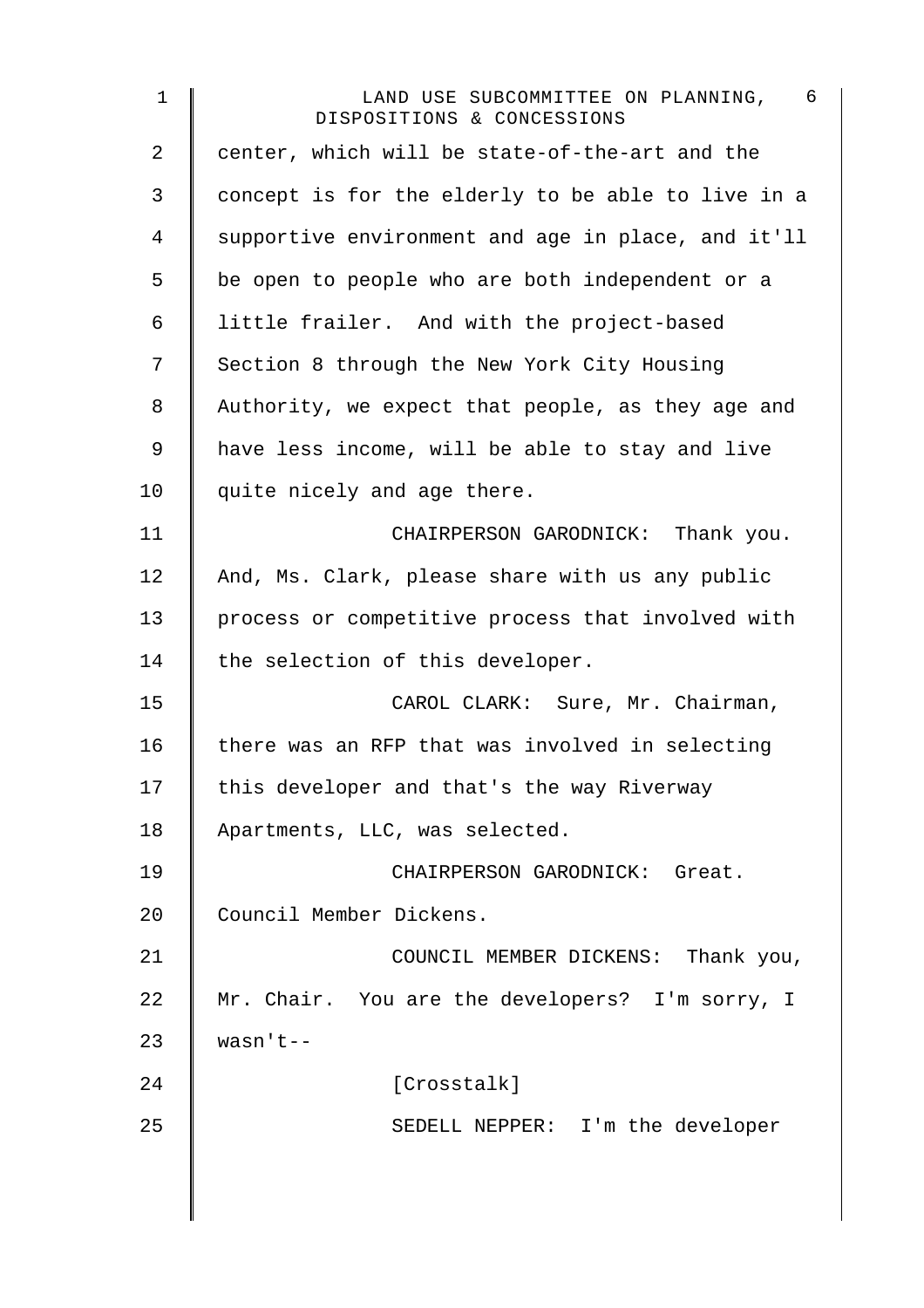center, which will be state-of-the-art and the concept is for the elderly to be able to live in a supportive environment and age in place, and it'll be open to people who are both independent or a little frailer. And with the project-based Section 8 through the New York City Housing Authority, we expect that people, as they age and have less income, will be able to stay and live quite nicely and age there.

CHAIRPERSON GARODNICK: Thank you. And, Ms. Clark, please share with us any public process or competitive process that involved with the selection of this developer.

CAROL CLARK: Sure, Mr. Chairman, there was an RFP that was involved in selecting this developer and that's the way Riverway Apartments, LLC, was selected.

CHAIRPERSON GARODNICK: Great. Council Member Dickens.

COUNCIL MEMBER DICKENS: Thank you, Mr. Chair. You are the developers? I'm sorry, I wasn't--

[Crosstalk]

SEDELL NEPPER: I'm the developer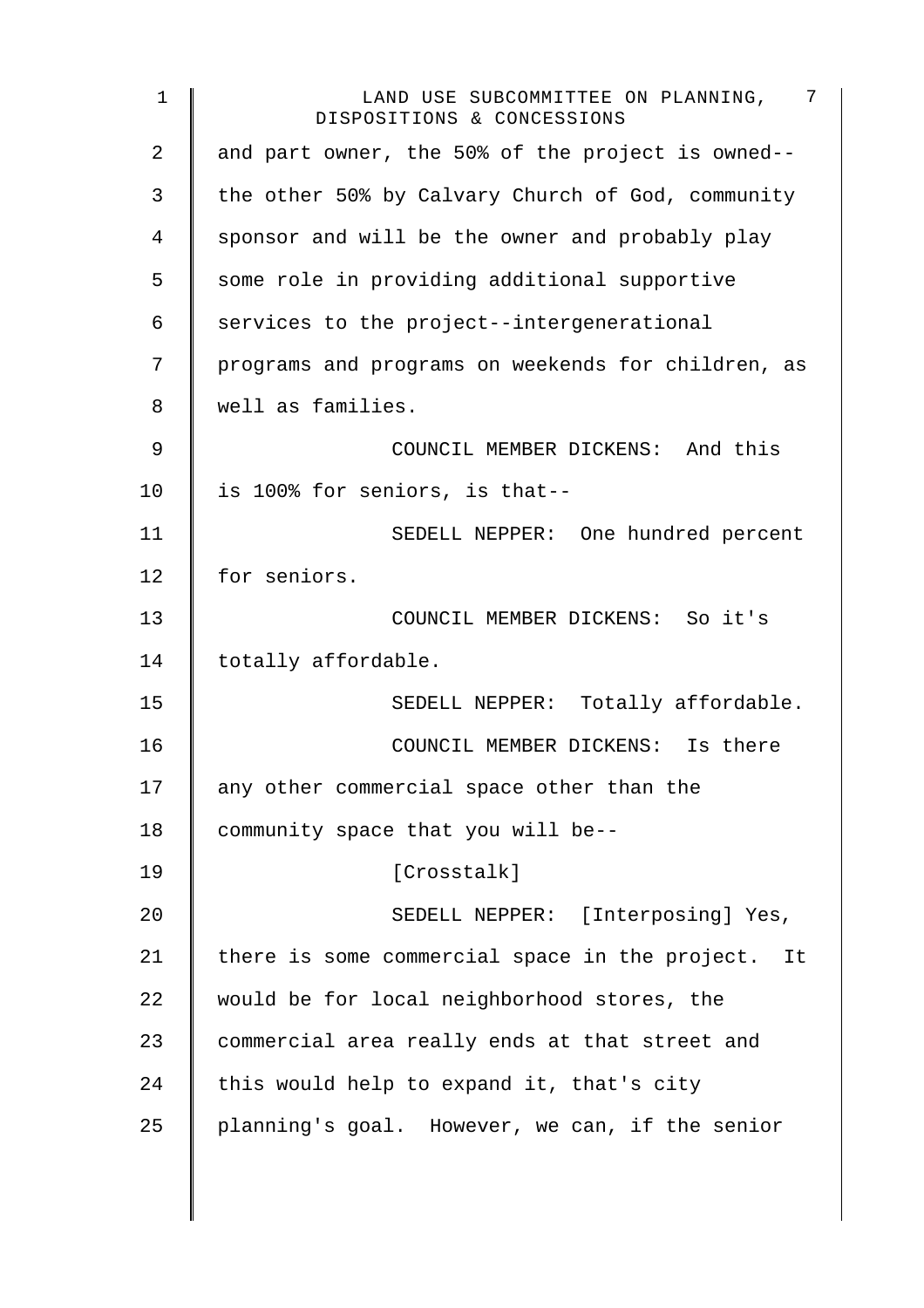and part owner, the 50% of the project is owned-- the other 50% by Calvary Church of God, community sponsor and will be the owner and probably play some role in providing additional supportive services to the project--intergenerational programs and programs on weekends for children, as well as families.

COUNCIL MEMBER DICKENS: And this is 100% for seniors, is that--

SEDELL NEPPER: One hundred percent for seniors.

COUNCIL MEMBER DICKENS: So it's totally affordable.

SEDELL NEPPER: Totally affordable.

COUNCIL MEMBER DICKENS: Is there any other commercial space other than the community space that you will be--

[Crosstalk]

SEDELL NEPPER: [Interposing] Yes, there is some commercial space in the project. It would be for local neighborhood stores, the commercial area really ends at that street and this would help to expand it, that's city planning's goal. However, we can, if the senior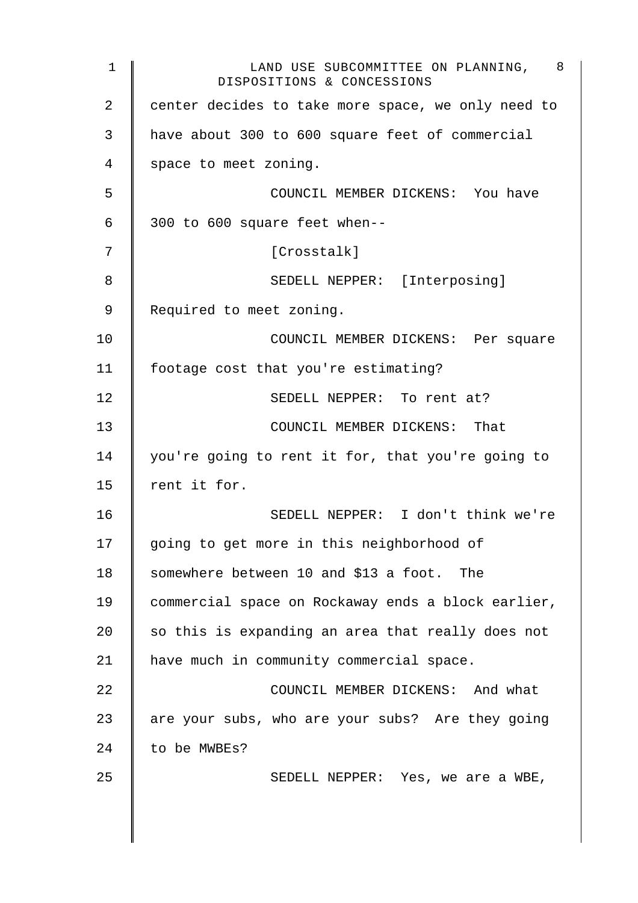center decides to take more space, we only need to have about 300 to 600 square feet of commercial space to meet zoning.

COUNCIL MEMBER DICKENS: You have 300 to 600 square feet when--

[Crosstalk]

SEDELL NEPPER: [Interposing] Required to meet zoning.

COUNCIL MEMBER DICKENS: Per square footage cost that you're estimating?

SEDELL NEPPER: To rent at?

COUNCIL MEMBER DICKENS: That you're going to rent it for, that you're going to rent it for.

SEDELL NEPPER: I don't think we're going to get more in this neighborhood of somewhere between 10 and $13 a foot. The commercial space on Rockaway ends a block earlier, so this is expanding an area that really does not have much in community commercial space.

COUNCIL MEMBER DICKENS: And what are your subs, who are your subs? Are they going to be MWBEs?

SEDELL NEPPER: Yes, we are a WBE,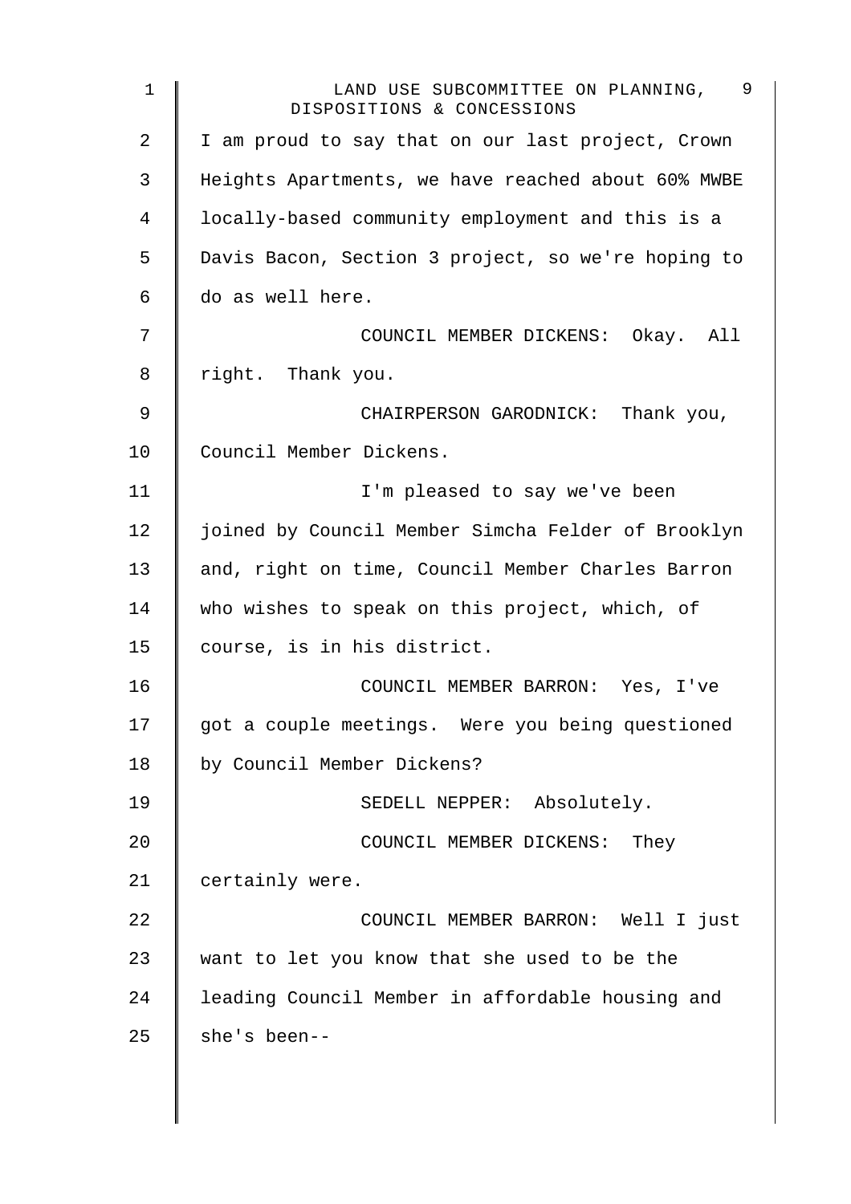I am proud to say that on our last project, Crown Heights Apartments, we have reached about 60% MWBE locally-based community employment and this is a Davis Bacon, Section 3 project, so we're hoping to do as well here.

COUNCIL MEMBER DICKENS: Okay. All right. Thank you.

CHAIRPERSON GARODNICK: Thank you, Council Member Dickens.

I'm pleased to say we've been joined by Council Member Simcha Felder of Brooklyn and, right on time, Council Member Charles Barron who wishes to speak on this project, which, of course, is in his district.

COUNCIL MEMBER BARRON: Yes, I've got a couple meetings. Were you being questioned by Council Member Dickens?

SEDELL NEPPER: Absolutely.

COUNCIL MEMBER DICKENS: They certainly were.

COUNCIL MEMBER BARRON: Well I just want to let you know that she used to be the leading Council Member in affordable housing and she's been--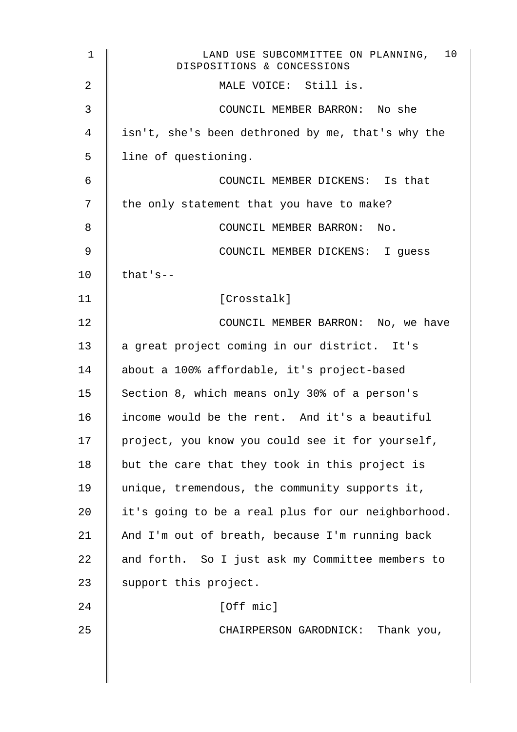MALE VOICE: Still is.

COUNCIL MEMBER BARRON: No she isn't, she's been dethroned by me, that's why the line of questioning.

COUNCIL MEMBER DICKENS: Is that the only statement that you have to make?

COUNCIL MEMBER BARRON: No.

COUNCIL MEMBER DICKENS: I guess that's--

[Crosstalk]

COUNCIL MEMBER BARRON: No, we have a great project coming in our district. It's about a 100% affordable, it's project-based Section 8, which means only 30% of a person's income would be the rent. And it's a beautiful project, you know you could see it for yourself, but the care that they took in this project is unique, tremendous, the community supports it, it's going to be a real plus for our neighborhood. And I'm out of breath, because I'm running back and forth. So I just ask my Committee members to support this project.

[Off mic]

CHAIRPERSON GARODNICK: Thank you,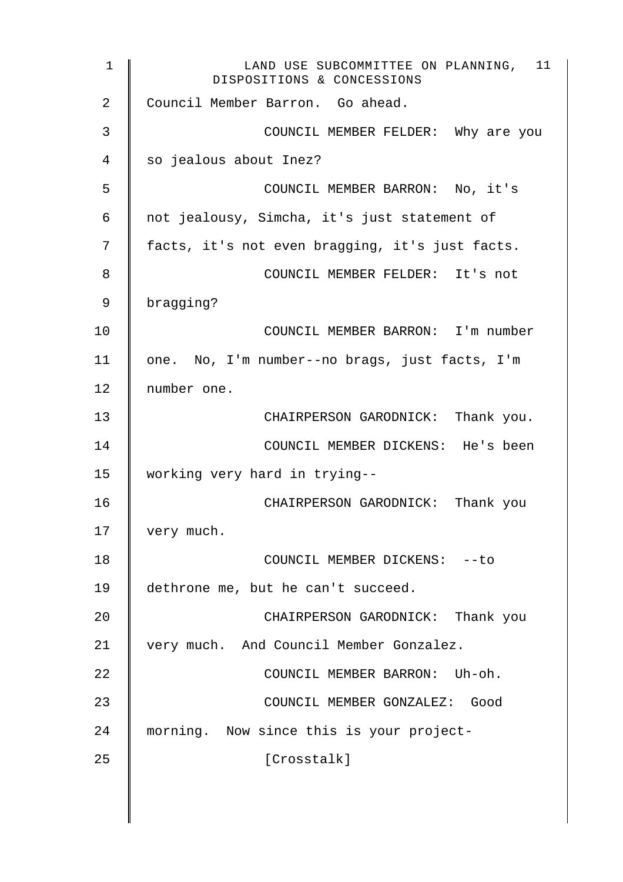Council Member Barron. Go ahead.

COUNCIL MEMBER FELDER: Why are you so jealous about Inez?

COUNCIL MEMBER BARRON: No, it's not jealousy, Simcha, it's just statement of facts, it's not even bragging, it's just facts.

COUNCIL MEMBER FELDER: It's not bragging?

COUNCIL MEMBER BARRON: I'm number one. No, I'm number--no brags, just facts, I'm number one.

CHAIRPERSON GARODNICK: Thank you.

COUNCIL MEMBER DICKENS: He's been working very hard in trying--

CHAIRPERSON GARODNICK: Thank you very much.

COUNCIL MEMBER DICKENS: --to dethrone me, but he can't succeed.

CHAIRPERSON GARODNICK: Thank you very much. And Council Member Gonzalez.

COUNCIL MEMBER BARRON: Uh-oh.

COUNCIL MEMBER GONZALEZ: Good morning. Now since this is your project-

[Crosstalk]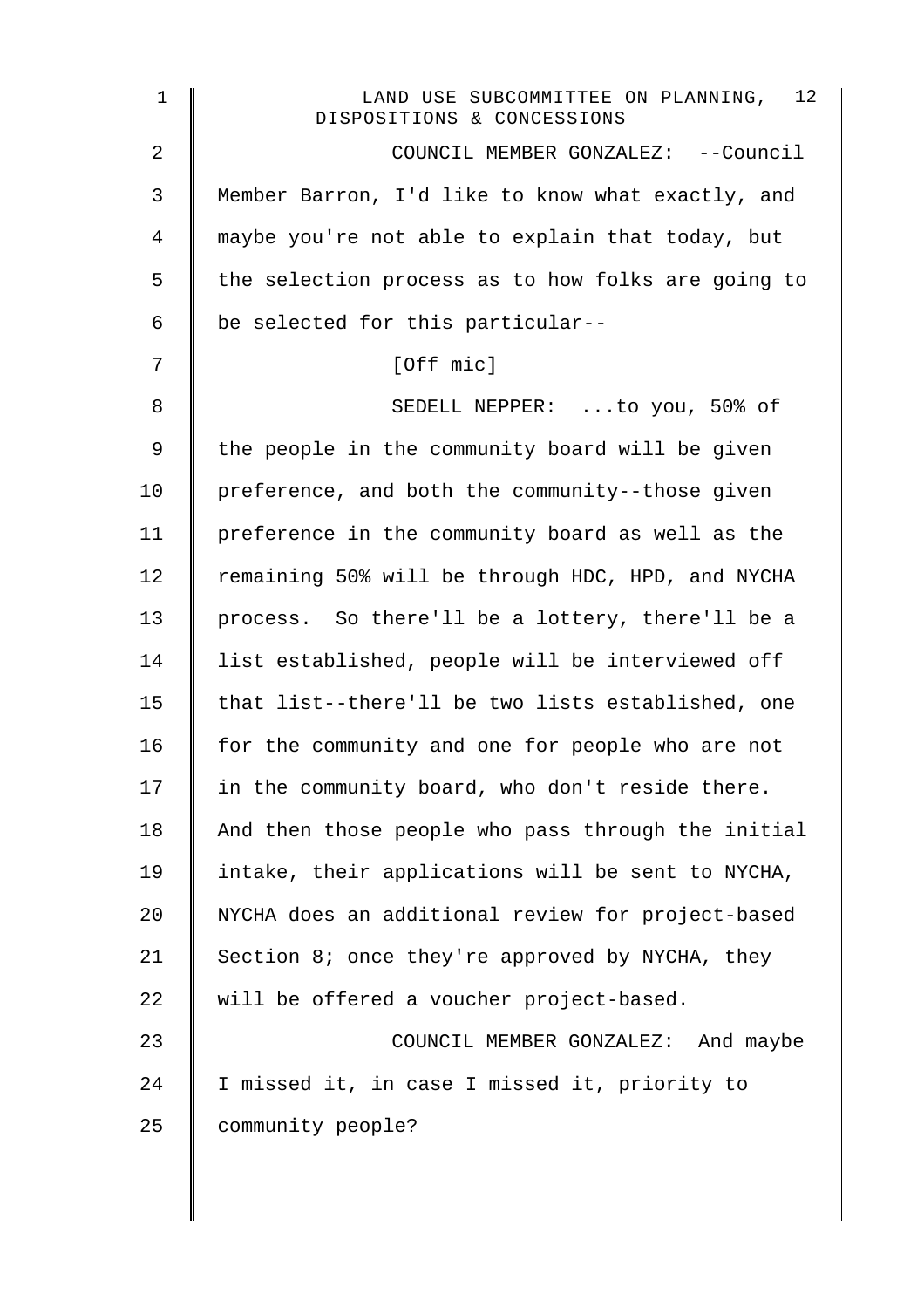COUNCIL MEMBER GONZALEZ: --Council Member Barron, I'd like to know what exactly, and maybe you're not able to explain that today, but the selection process as to how folks are going to be selected for this particular--

[Off mic]

SEDELL NEPPER: ...to you, 50% of the people in the community board will be given preference, and both the community--those given preference in the community board as well as the remaining 50% will be through HDC, HPD, and NYCHA process. So there'll be a lottery, there'll be a list established, people will be interviewed off that list--there'll be two lists established, one for the community and one for people who are not in the community board, who don't reside there. And then those people who pass through the initial intake, their applications will be sent to NYCHA, NYCHA does an additional review for project-based Section 8; once they're approved by NYCHA, they will be offered a voucher project-based.

COUNCIL MEMBER GONZALEZ: And maybe I missed it, in case I missed it, priority to community people?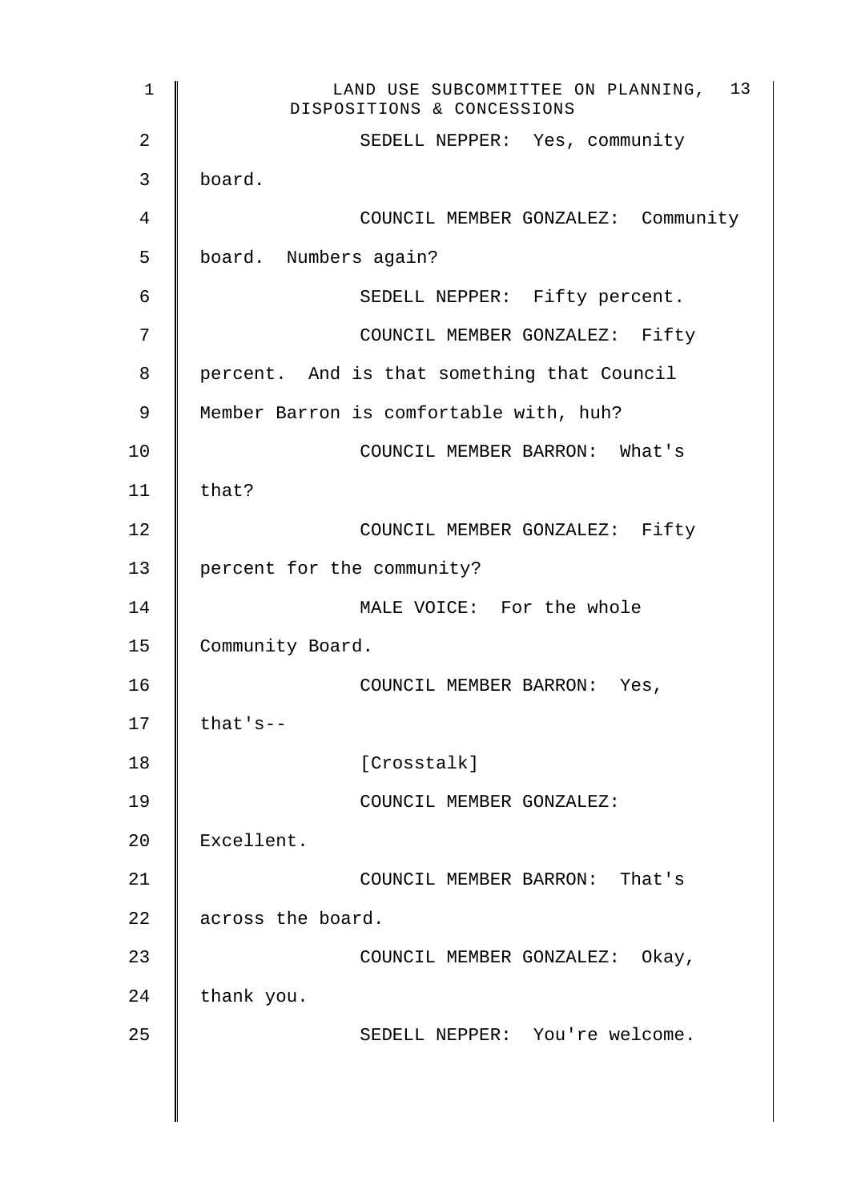SEDELL NEPPER: Yes, community board.

COUNCIL MEMBER GONZALEZ: Community board. Numbers again?

SEDELL NEPPER: Fifty percent.

COUNCIL MEMBER GONZALEZ: Fifty percent. And is that something that Council Member Barron is comfortable with, huh?

COUNCIL MEMBER BARRON: What's that?

COUNCIL MEMBER GONZALEZ: Fifty percent for the community?

MALE VOICE: For the whole Community Board.

COUNCIL MEMBER BARRON: Yes, that's--

[Crosstalk]

COUNCIL MEMBER GONZALEZ: Excellent.

COUNCIL MEMBER BARRON: That's across the board.

COUNCIL MEMBER GONZALEZ: Okay, thank you.

SEDELL NEPPER: You're welcome.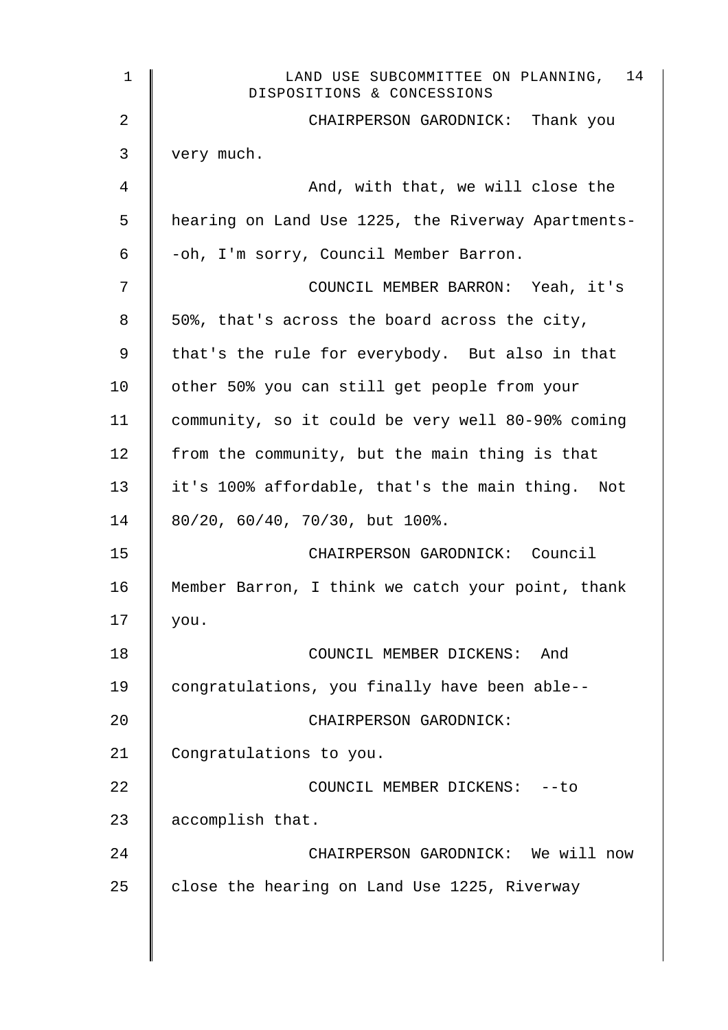CHAIRPERSON GARODNICK: Thank you very much.

And, with that, we will close the hearing on Land Use 1225, the Riverway Apartments--oh, I'm sorry, Council Member Barron.

COUNCIL MEMBER BARRON: Yeah, it's 50%, that's across the board across the city, that's the rule for everybody. But also in that other 50% you can still get people from your community, so it could be very well 80-90% coming from the community, but the main thing is that it's 100% affordable, that's the main thing. Not 80/20, 60/40, 70/30, but 100%.

CHAIRPERSON GARODNICK: Council Member Barron, I think we catch your point, thank you.

COUNCIL MEMBER DICKENS: And congratulations, you finally have been able--

CHAIRPERSON GARODNICK: Congratulations to you.

COUNCIL MEMBER DICKENS: --to accomplish that.

CHAIRPERSON GARODNICK: We will now close the hearing on Land Use 1225, Riverway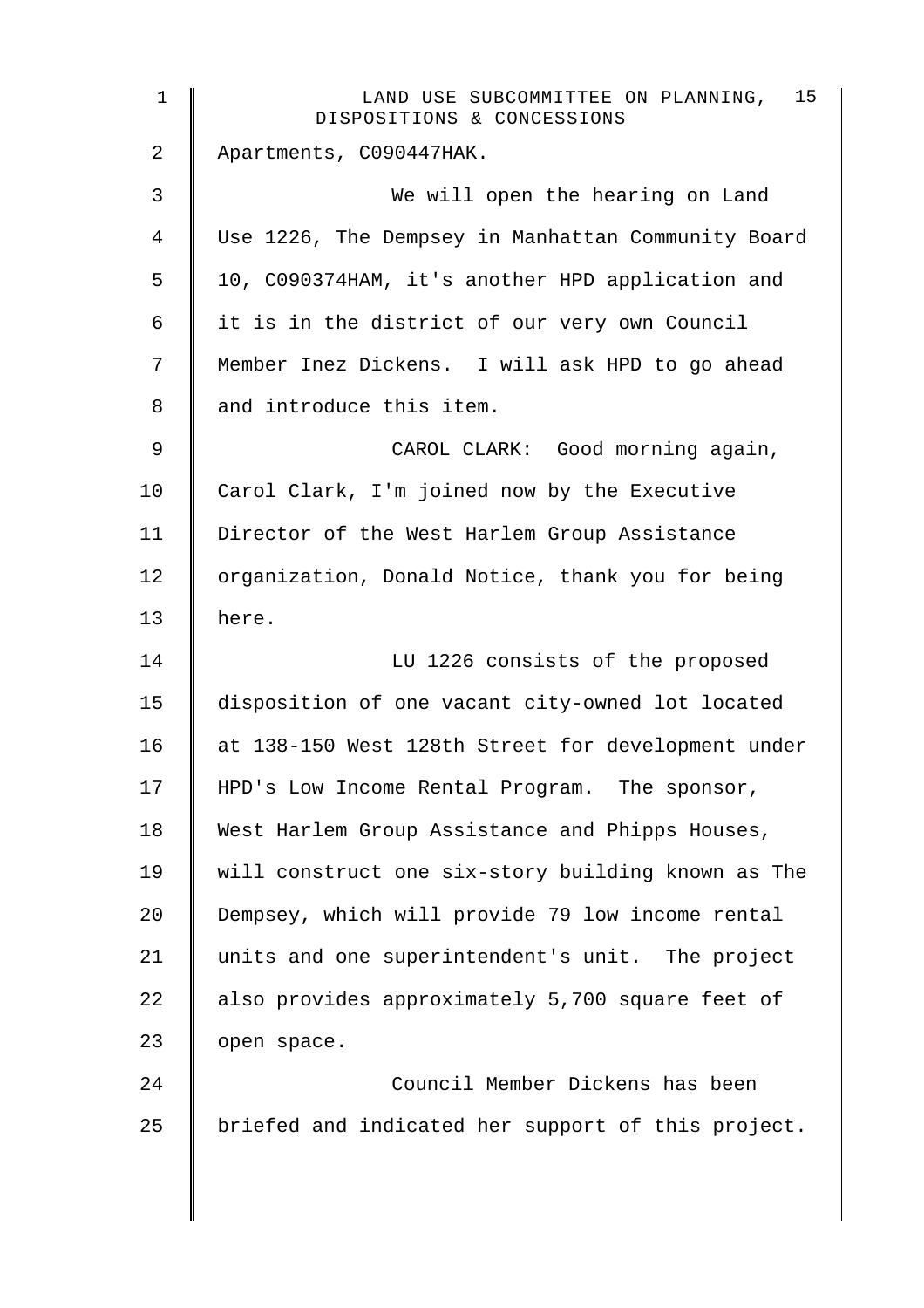Apartments, C090447HAK.

We will open the hearing on Land Use 1226, The Dempsey in Manhattan Community Board 10, C090374HAM, it's another HPD application and it is in the district of our very own Council Member Inez Dickens. I will ask HPD to go ahead and introduce this item.

CAROL CLARK: Good morning again, Carol Clark, I'm joined now by the Executive Director of the West Harlem Group Assistance organization, Donald Notice, thank you for being here.

LU 1226 consists of the proposed disposition of one vacant city-owned lot located at 138-150 West 128th Street for development under HPD's Low Income Rental Program. The sponsor, West Harlem Group Assistance and Phipps Houses, will construct one six-story building known as The Dempsey, which will provide 79 low income rental units and one superintendent's unit. The project also provides approximately 5,700 square feet of open space.

Council Member Dickens has been briefed and indicated her support of this project.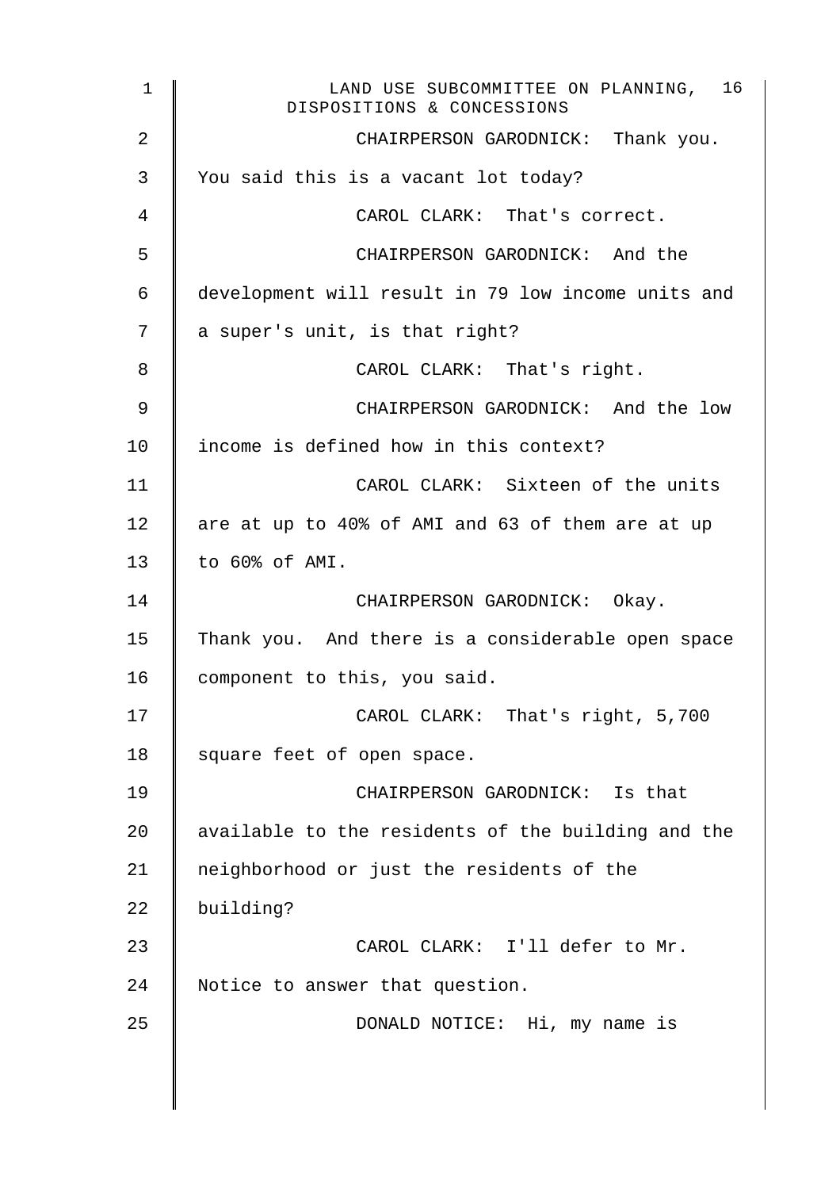CHAIRPERSON GARODNICK: Thank you. You said this is a vacant lot today?

CAROL CLARK: That's correct.

CHAIRPERSON GARODNICK: And the development will result in 79 low income units and a super's unit, is that right?

CAROL CLARK: That's right.

CHAIRPERSON GARODNICK: And the low income is defined how in this context?

CAROL CLARK: Sixteen of the units are at up to 40% of AMI and 63 of them are at up to 60% of AMI.

CHAIRPERSON GARODNICK: Okay. Thank you. And there is a considerable open space component to this, you said.

CAROL CLARK: That's right, 5,700 square feet of open space.

CHAIRPERSON GARODNICK: Is that available to the residents of the building and the neighborhood or just the residents of the building?

CAROL CLARK: I'll defer to Mr. Notice to answer that question.

DONALD NOTICE: Hi, my name is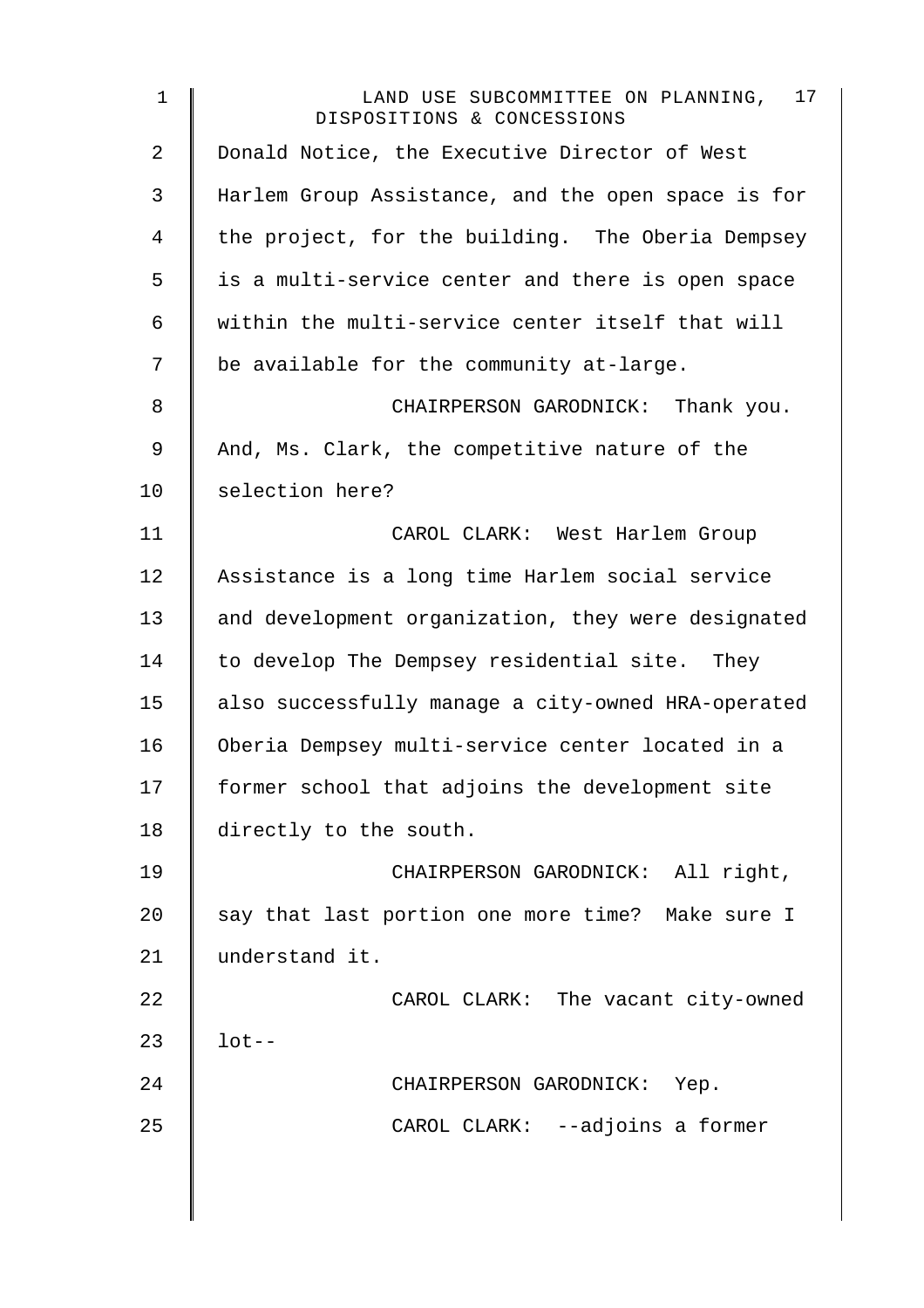Donald Notice, the Executive Director of West Harlem Group Assistance, and the open space is for the project, for the building. The Oberia Dempsey is a multi-service center and there is open space within the multi-service center itself that will be available for the community at-large.

CHAIRPERSON GARODNICK: Thank you. And, Ms. Clark, the competitive nature of the selection here?

CAROL CLARK: West Harlem Group Assistance is a long time Harlem social service and development organization, they were designated to develop The Dempsey residential site. They also successfully manage a city-owned HRA-operated Oberia Dempsey multi-service center located in a former school that adjoins the development site directly to the south.

CHAIRPERSON GARODNICK: All right, say that last portion one more time? Make sure I understand it.

CAROL CLARK: The vacant city-owned lot--

CHAIRPERSON GARODNICK: Yep.

CAROL CLARK: --adjoins a former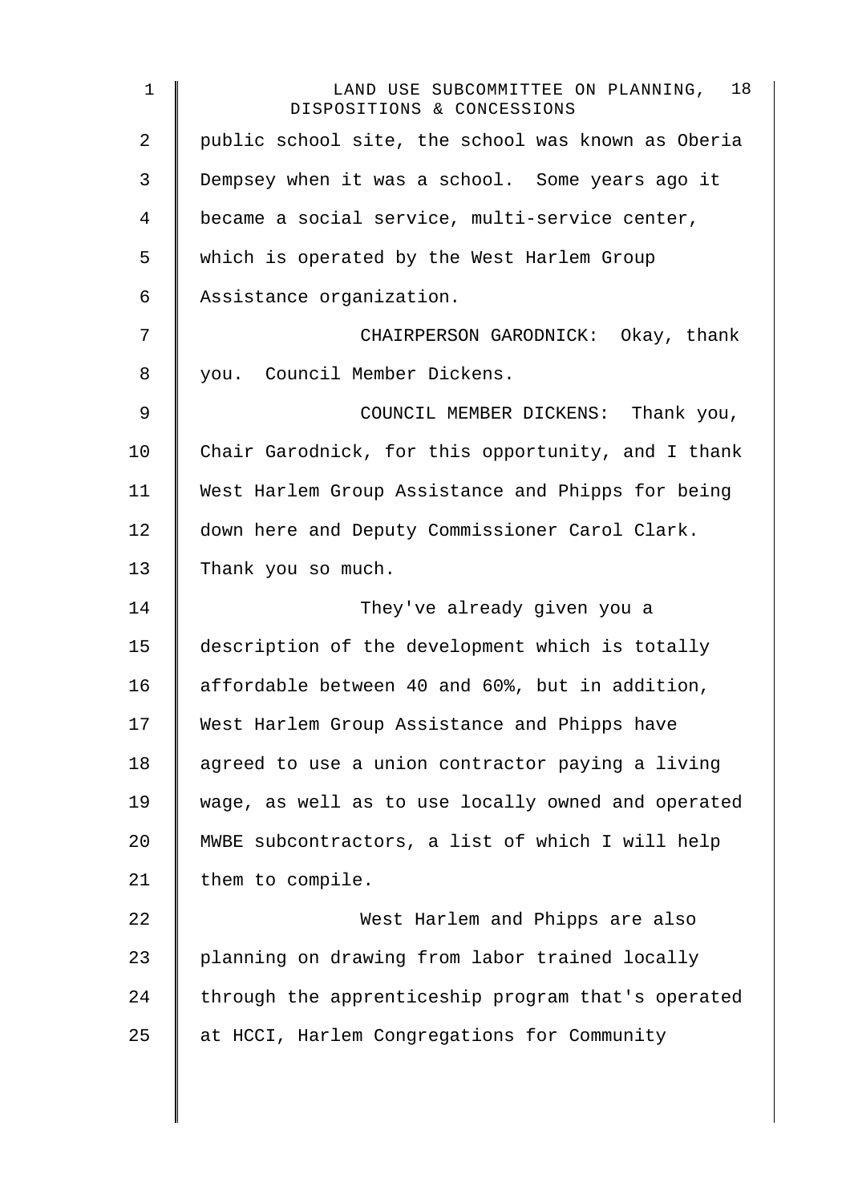public school site, the school was known as Oberia Dempsey when it was a school. Some years ago it became a social service, multi-service center, which is operated by the West Harlem Group Assistance organization.

CHAIRPERSON GARODNICK: Okay, thank you. Council Member Dickens.

COUNCIL MEMBER DICKENS: Thank you, Chair Garodnick, for this opportunity, and I thank West Harlem Group Assistance and Phipps for being down here and Deputy Commissioner Carol Clark. Thank you so much.

They've already given you a description of the development which is totally affordable between 40 and 60%, but in addition, West Harlem Group Assistance and Phipps have agreed to use a union contractor paying a living wage, as well as to use locally owned and operated MWBE subcontractors, a list of which I will help them to compile.

West Harlem and Phipps are also planning on drawing from labor trained locally through the apprenticeship program that's operated at HCCI, Harlem Congregations for Community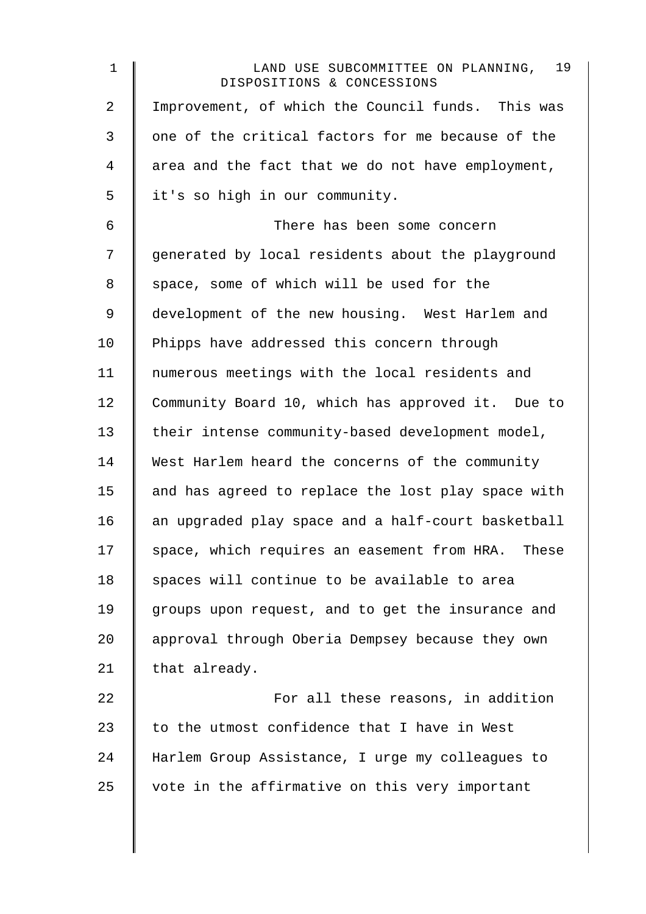Improvement, of which the Council funds. This was one of the critical factors for me because of the area and the fact that we do not have employment, it's so high in our community.

There has been some concern generated by local residents about the playground space, some of which will be used for the development of the new housing. West Harlem and Phipps have addressed this concern through numerous meetings with the local residents and Community Board 10, which has approved it. Due to their intense community-based development model, West Harlem heard the concerns of the community and has agreed to replace the lost play space with an upgraded play space and a half-court basketball space, which requires an easement from HRA. These spaces will continue to be available to area groups upon request, and to get the insurance and approval through Oberia Dempsey because they own that already.

For all these reasons, in addition to the utmost confidence that I have in West Harlem Group Assistance, I urge my colleagues to vote in the affirmative on this very important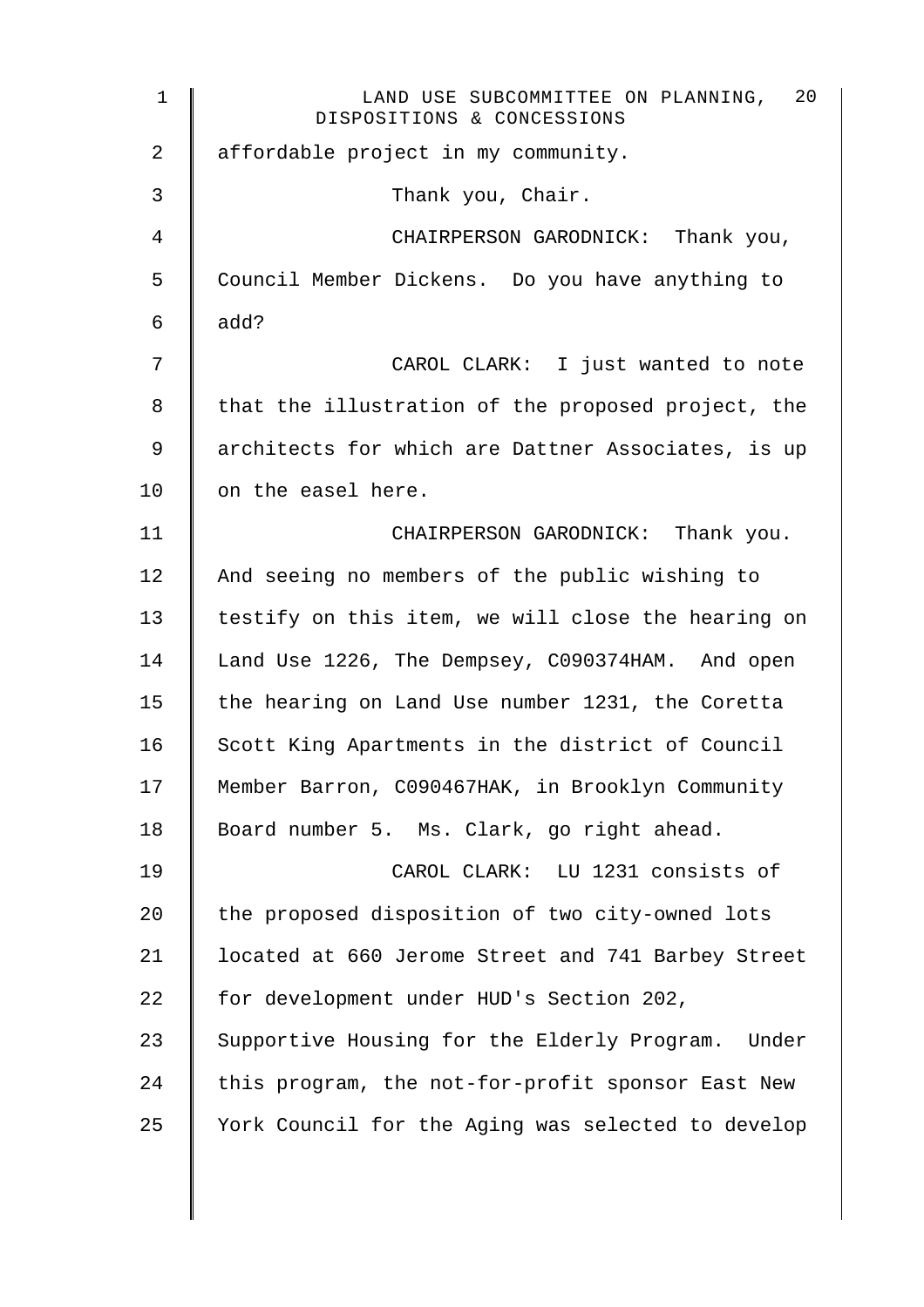affordable project in my community.

Thank you, Chair.

CHAIRPERSON GARODNICK: Thank you, Council Member Dickens. Do you have anything to add?

CAROL CLARK: I just wanted to note that the illustration of the proposed project, the architects for which are Dattner Associates, is up on the easel here.

CHAIRPERSON GARODNICK: Thank you. And seeing no members of the public wishing to testify on this item, we will close the hearing on Land Use 1226, The Dempsey, C090374HAM. And open the hearing on Land Use number 1231, the Coretta Scott King Apartments in the district of Council Member Barron, C090467HAK, in Brooklyn Community Board number 5. Ms. Clark, go right ahead.

CAROL CLARK: LU 1231 consists of the proposed disposition of two city-owned lots located at 660 Jerome Street and 741 Barbey Street for development under HUD's Section 202, Supportive Housing for the Elderly Program. Under this program, the not-for-profit sponsor East New York Council for the Aging was selected to develop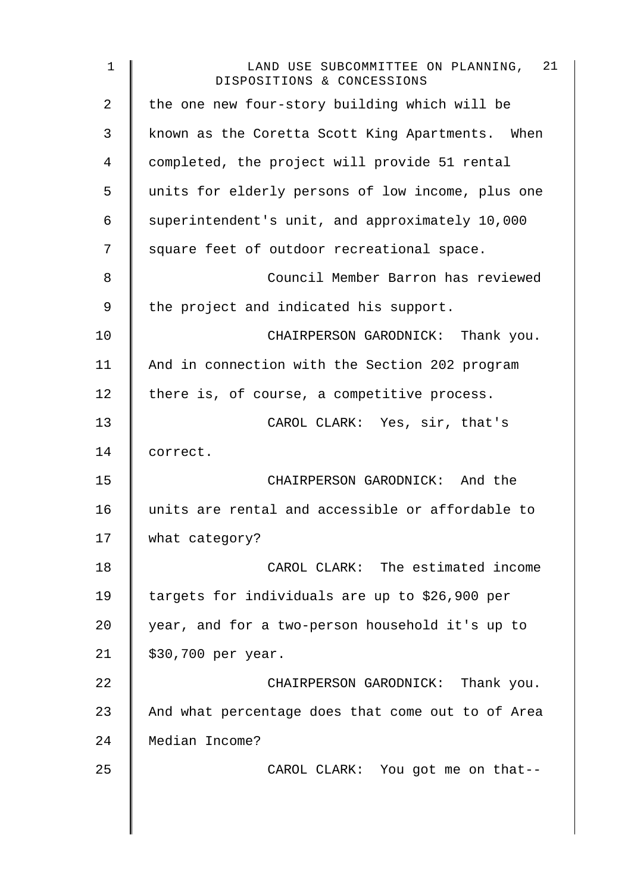the one new four-story building which will be known as the Coretta Scott King Apartments. When completed, the project will provide 51 rental units for elderly persons of low income, plus one superintendent's unit, and approximately 10,000 square feet of outdoor recreational space.

Council Member Barron has reviewed the project and indicated his support.

CHAIRPERSON GARODNICK: Thank you. And in connection with the Section 202 program there is, of course, a competitive process.

CAROL CLARK: Yes, sir, that's correct.

CHAIRPERSON GARODNICK: And the units are rental and accessible or affordable to what category?

CAROL CLARK: The estimated income targets for individuals are up to $26,900 per year, and for a two-person household it's up to $30,700 per year.

CHAIRPERSON GARODNICK: Thank you. And what percentage does that come out to of Area Median Income?

CAROL CLARK: You got me on that--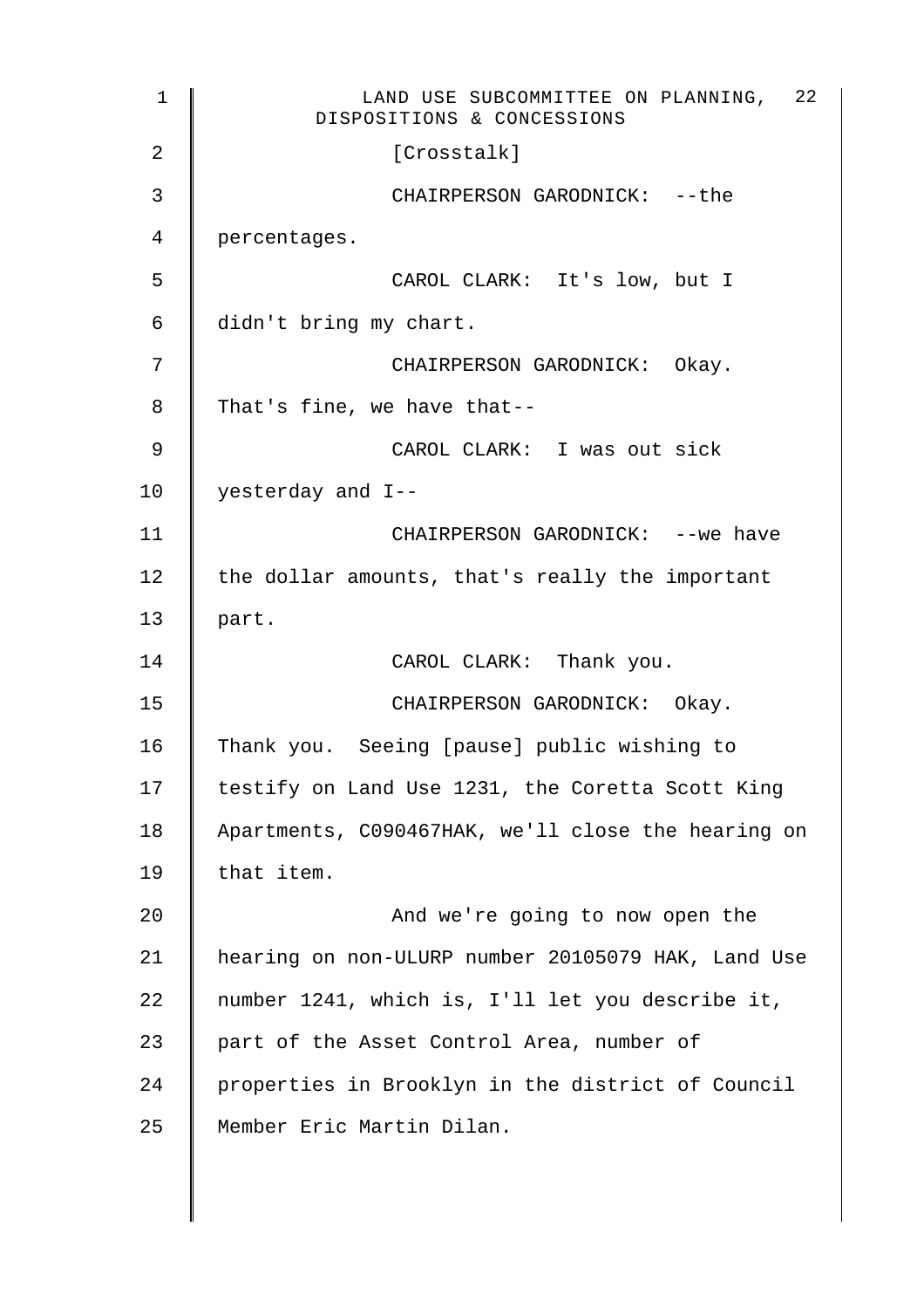[Crosstalk]

CHAIRPERSON GARODNICK: --the percentages.

CAROL CLARK: It's low, but I didn't bring my chart.

CHAIRPERSON GARODNICK: Okay. That's fine, we have that--

CAROL CLARK: I was out sick yesterday and I--

CHAIRPERSON GARODNICK: --we have the dollar amounts, that's really the important part.

CAROL CLARK: Thank you.

CHAIRPERSON GARODNICK: Okay. Thank you. Seeing [pause] public wishing to testify on Land Use 1231, the Coretta Scott King Apartments, C090467HAK, we'll close the hearing on that item.

And we're going to now open the hearing on non-ULURP number 20105079 HAK, Land Use number 1241, which is, I'll let you describe it, part of the Asset Control Area, number of properties in Brooklyn in the district of Council Member Eric Martin Dilan.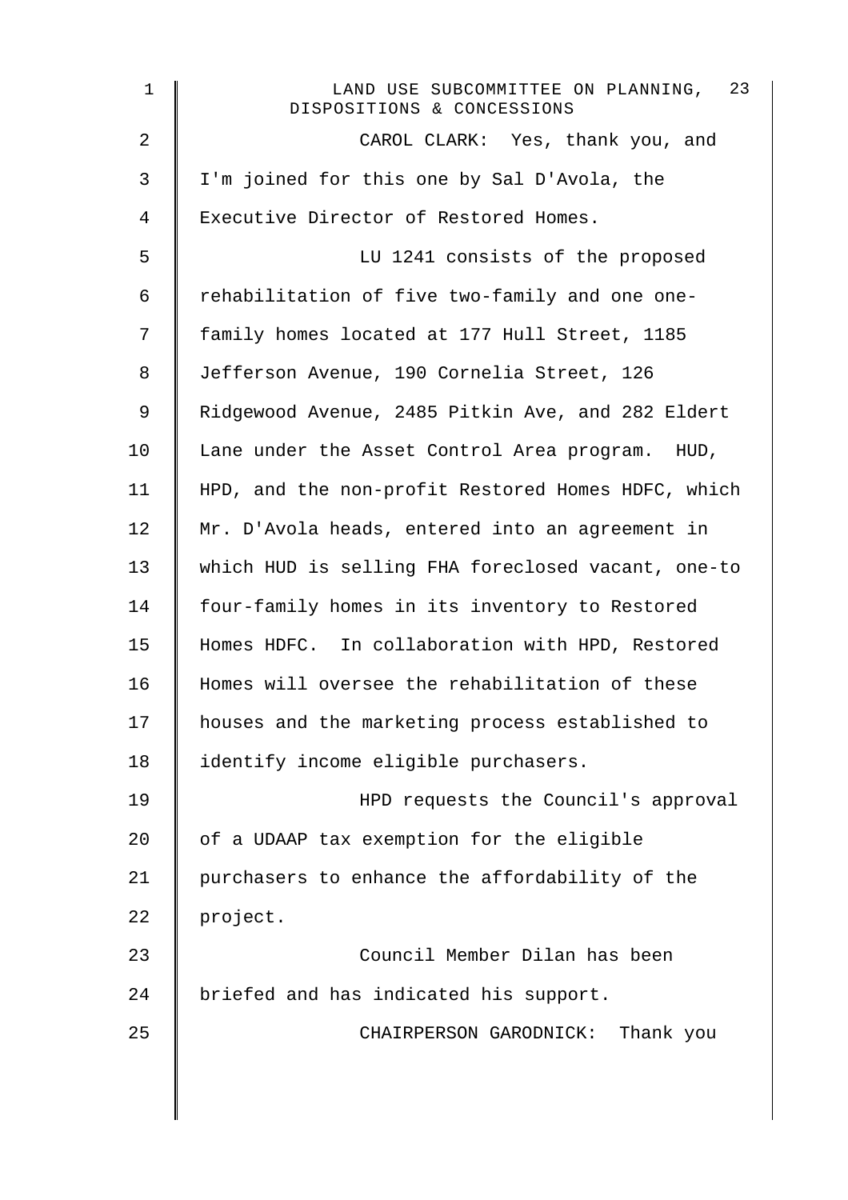CAROL CLARK: Yes, thank you, and I'm joined for this one by Sal D'Avola, the Executive Director of Restored Homes.

LU 1241 consists of the proposed rehabilitation of five two-family and one one-family homes located at 177 Hull Street, 1185 Jefferson Avenue, 190 Cornelia Street, 126 Ridgewood Avenue, 2485 Pitkin Ave, and 282 Eldert Lane under the Asset Control Area program. HUD, HPD, and the non-profit Restored Homes HDFC, which Mr. D'Avola heads, entered into an agreement in which HUD is selling FHA foreclosed vacant, one-to four-family homes in its inventory to Restored Homes HDFC. In collaboration with HPD, Restored Homes will oversee the rehabilitation of these houses and the marketing process established to identify income eligible purchasers.

HPD requests the Council's approval of a UDAAP tax exemption for the eligible purchasers to enhance the affordability of the project.

Council Member Dilan has been briefed and has indicated his support.

CHAIRPERSON GARODNICK: Thank you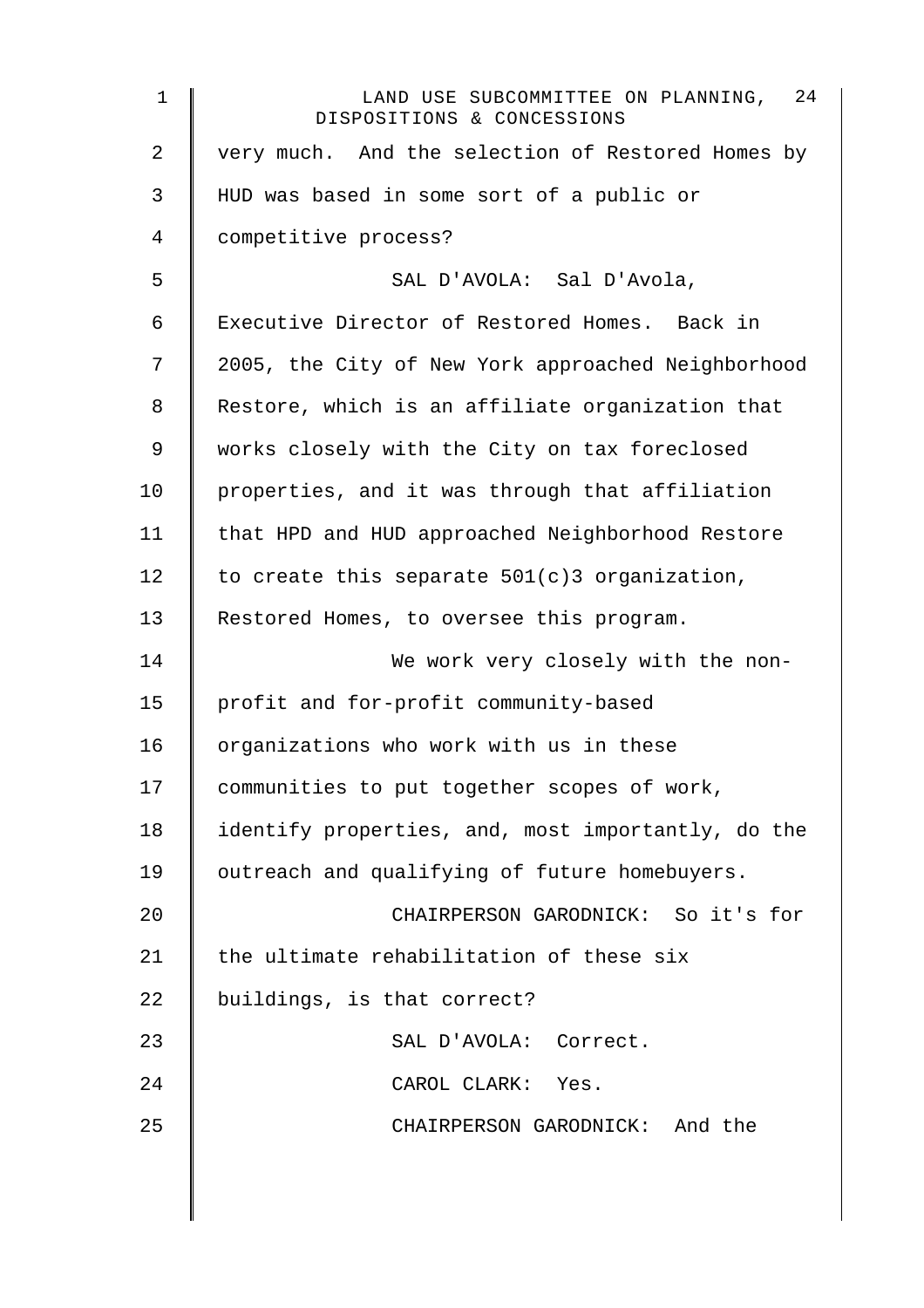very much. And the selection of Restored Homes by HUD was based in some sort of a public or competitive process?

SAL D'AVOLA: Sal D'Avola, Executive Director of Restored Homes. Back in 2005, the City of New York approached Neighborhood Restore, which is an affiliate organization that works closely with the City on tax foreclosed properties, and it was through that affiliation that HPD and HUD approached Neighborhood Restore to create this separate 501(c)3 organization, Restored Homes, to oversee this program.

We work very closely with the non-profit and for-profit community-based organizations who work with us in these communities to put together scopes of work, identify properties, and, most importantly, do the outreach and qualifying of future homebuyers.

CHAIRPERSON GARODNICK: So it's for the ultimate rehabilitation of these six buildings, is that correct?

SAL D'AVOLA: Correct.

CAROL CLARK: Yes.

CHAIRPERSON GARODNICK: And the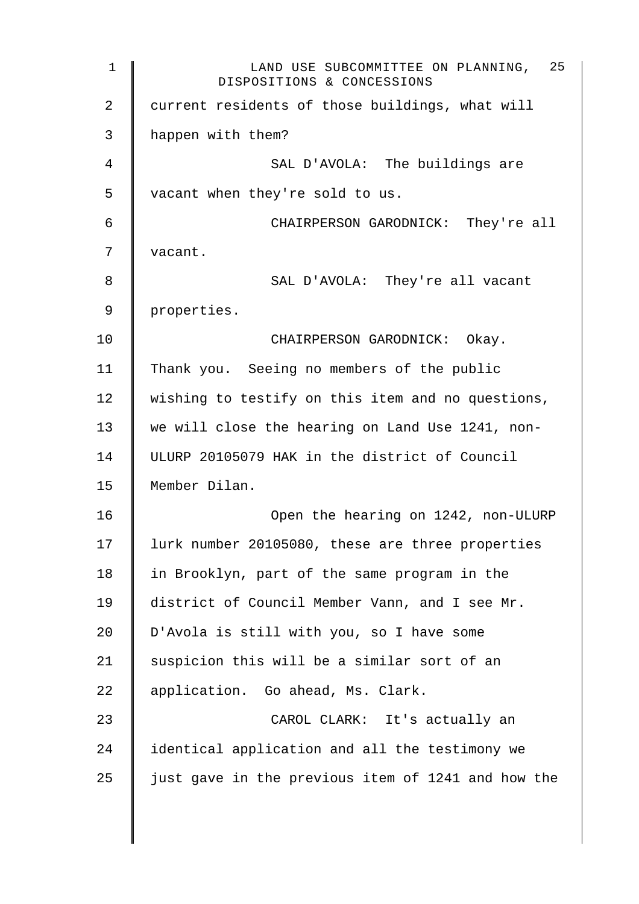current residents of those buildings, what will happen with them?

SAL D'AVOLA: The buildings are vacant when they're sold to us.

CHAIRPERSON GARODNICK: They're all vacant.

SAL D'AVOLA: They're all vacant properties.

CHAIRPERSON GARODNICK: Okay. Thank you. Seeing no members of the public wishing to testify on this item and no questions, we will close the hearing on Land Use 1241, non-ULURP 20105079 HAK in the district of Council Member Dilan.

Open the hearing on 1242, non-ULURP lurk number 20105080, these are three properties in Brooklyn, part of the same program in the district of Council Member Vann, and I see Mr. D'Avola is still with you, so I have some suspicion this will be a similar sort of an application. Go ahead, Ms. Clark.

CAROL CLARK: It's actually an identical application and all the testimony we just gave in the previous item of 1241 and how the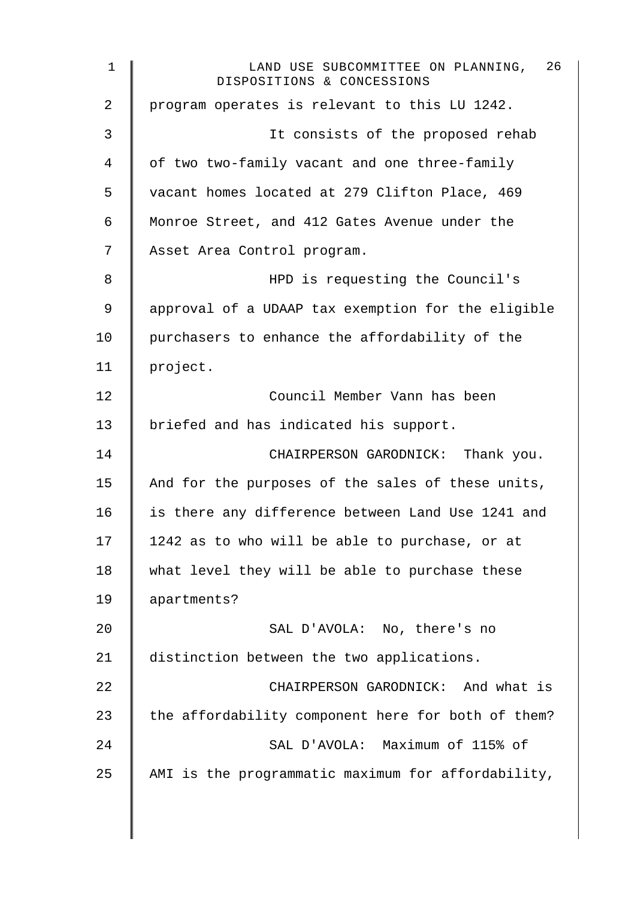program operates is relevant to this LU 1242.

It consists of the proposed rehab of two two-family vacant and one three-family vacant homes located at 279 Clifton Place, 469 Monroe Street, and 412 Gates Avenue under the Asset Area Control program.

HPD is requesting the Council's approval of a UDAAP tax exemption for the eligible purchasers to enhance the affordability of the project.

Council Member Vann has been briefed and has indicated his support.

CHAIRPERSON GARODNICK: Thank you. And for the purposes of the sales of these units, is there any difference between Land Use 1241 and 1242 as to who will be able to purchase, or at what level they will be able to purchase these apartments?

SAL D'AVOLA: No, there's no distinction between the two applications.

CHAIRPERSON GARODNICK: And what is the affordability component here for both of them?

SAL D'AVOLA: Maximum of 115% of AMI is the programmatic maximum for affordability,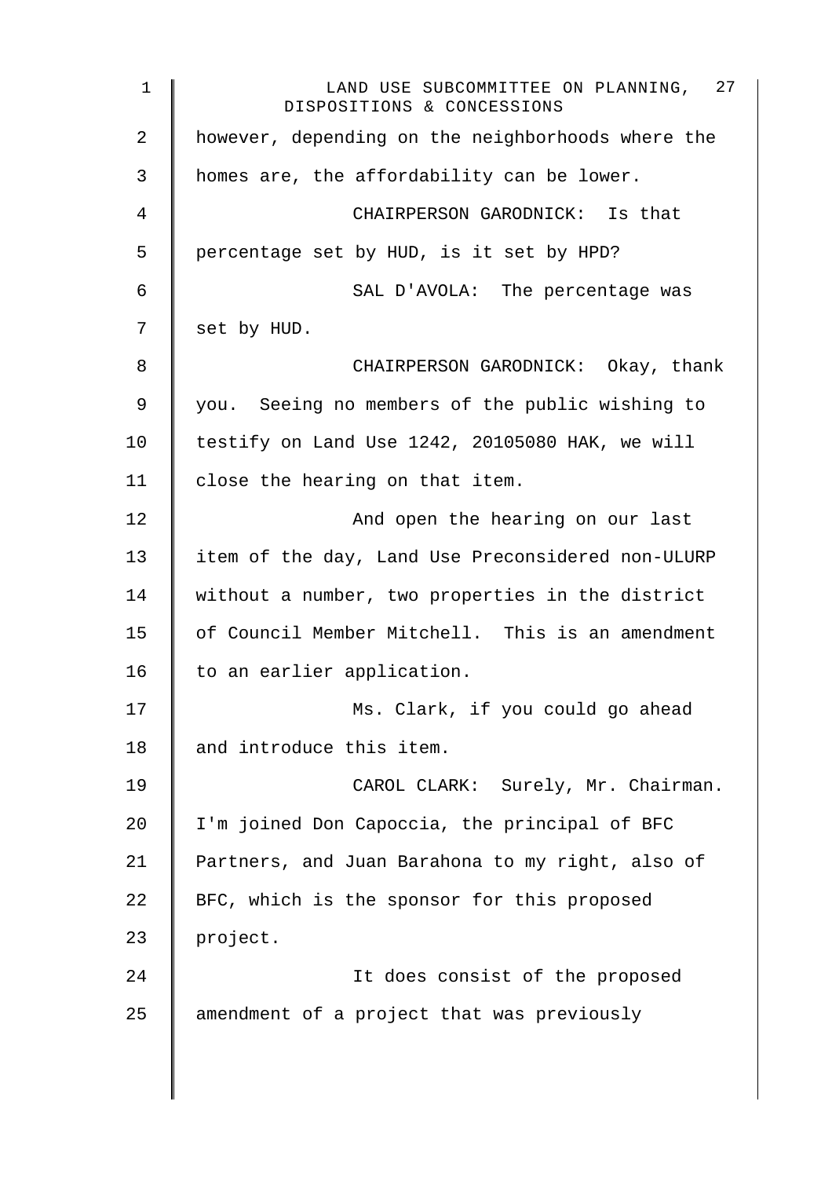however, depending on the neighborhoods where the homes are, the affordability can be lower.

CHAIRPERSON GARODNICK: Is that percentage set by HUD, is it set by HPD?

SAL D'AVOLA: The percentage was set by HUD.

CHAIRPERSON GARODNICK: Okay, thank you. Seeing no members of the public wishing to testify on Land Use 1242, 20105080 HAK, we will close the hearing on that item.

And open the hearing on our last item of the day, Land Use Preconsidered non-ULURP without a number, two properties in the district of Council Member Mitchell. This is an amendment to an earlier application.

Ms. Clark, if you could go ahead and introduce this item.

CAROL CLARK: Surely, Mr. Chairman. I'm joined Don Capoccia, the principal of BFC Partners, and Juan Barahona to my right, also of BFC, which is the sponsor for this proposed project.

It does consist of the proposed amendment of a project that was previously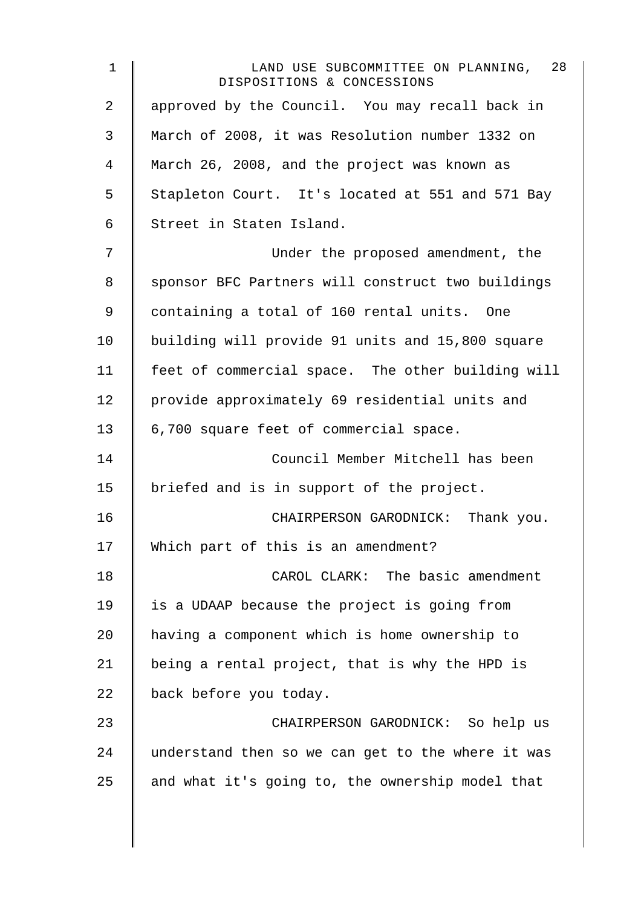approved by the Council. You may recall back in March of 2008, it was Resolution number 1332 on March 26, 2008, and the project was known as Stapleton Court. It's located at 551 and 571 Bay Street in Staten Island.

Under the proposed amendment, the sponsor BFC Partners will construct two buildings containing a total of 160 rental units. One building will provide 91 units and 15,800 square feet of commercial space. The other building will provide approximately 69 residential units and 6,700 square feet of commercial space.

Council Member Mitchell has been briefed and is in support of the project.

CHAIRPERSON GARODNICK: Thank you. Which part of this is an amendment?

CAROL CLARK: The basic amendment is a UDAAP because the project is going from having a component which is home ownership to being a rental project, that is why the HPD is back before you today.

CHAIRPERSON GARODNICK: So help us understand then so we can get to the where it was and what it's going to, the ownership model that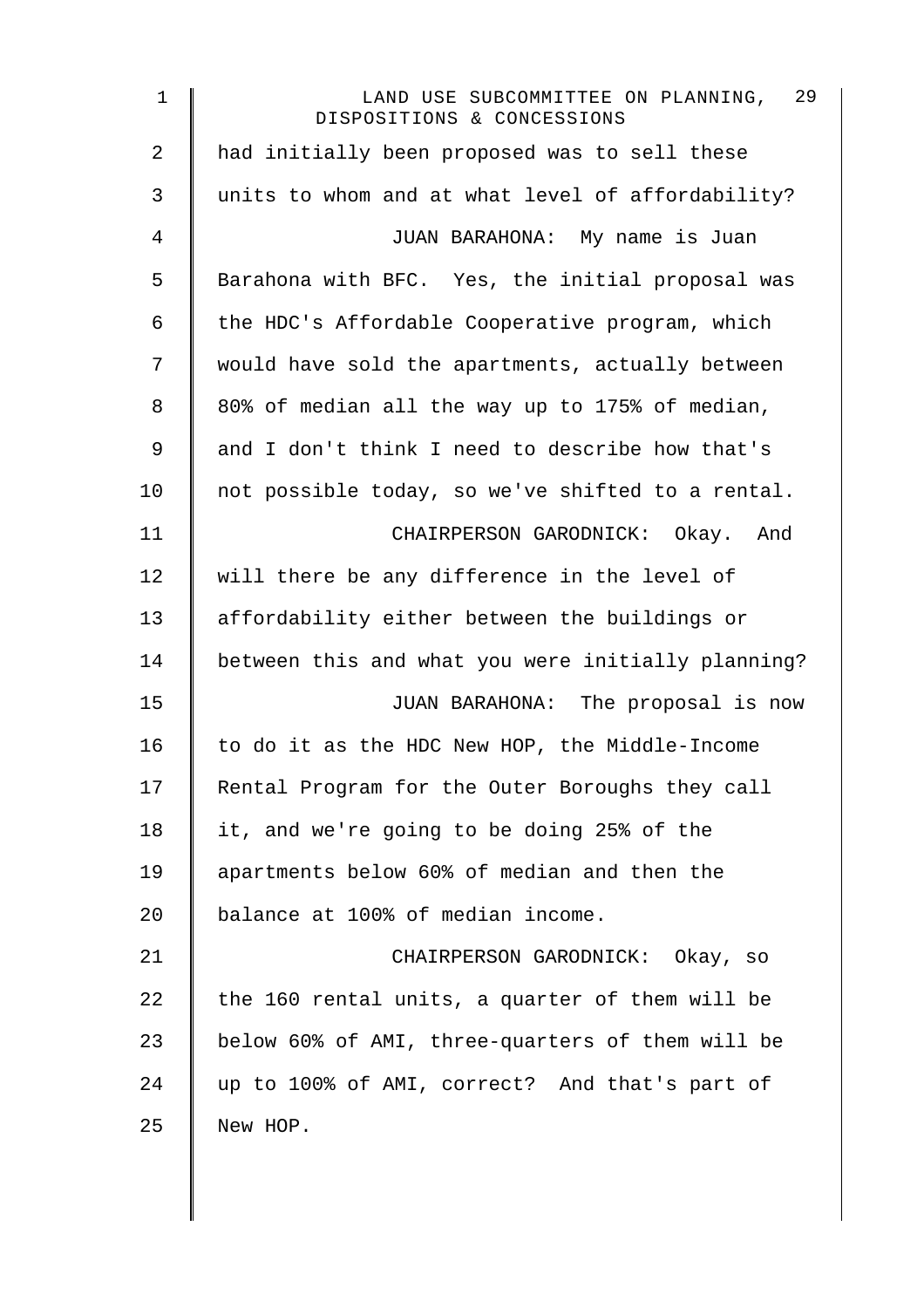had initially been proposed was to sell these units to whom and at what level of affordability?

JUAN BARAHONA: My name is Juan Barahona with BFC. Yes, the initial proposal was the HDC's Affordable Cooperative program, which would have sold the apartments, actually between 80% of median all the way up to 175% of median, and I don't think I need to describe how that's not possible today, so we've shifted to a rental.

CHAIRPERSON GARODNICK: Okay. And will there be any difference in the level of affordability either between the buildings or between this and what you were initially planning?

JUAN BARAHONA: The proposal is now to do it as the HDC New HOP, the Middle-Income Rental Program for the Outer Boroughs they call it, and we're going to be doing 25% of the apartments below 60% of median and then the balance at 100% of median income.

CHAIRPERSON GARODNICK: Okay, so the 160 rental units, a quarter of them will be below 60% of AMI, three-quarters of them will be up to 100% of AMI, correct? And that's part of New HOP.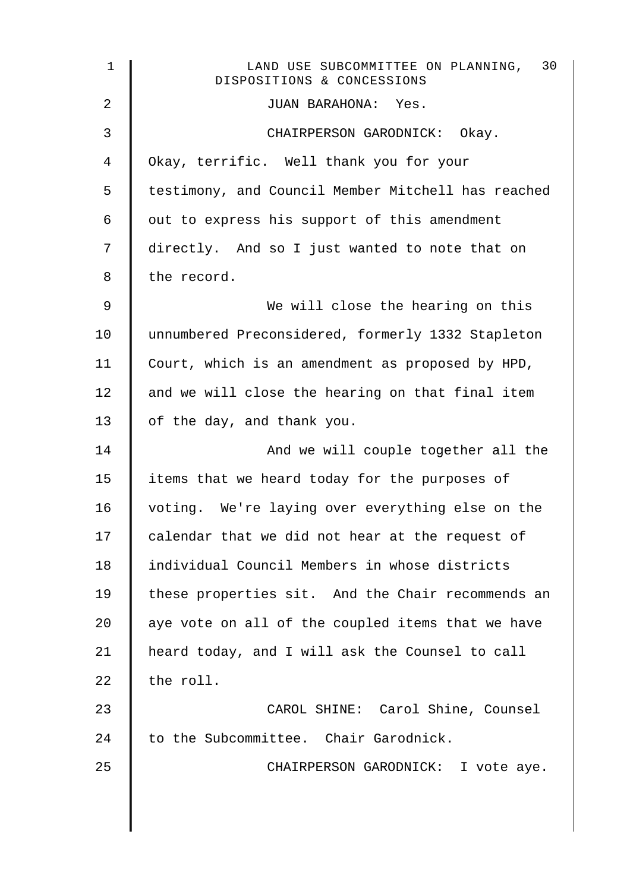JUAN BARAHONA: Yes.

CHAIRPERSON GARODNICK: Okay. Okay, terrific. Well thank you for your testimony, and Council Member Mitchell has reached out to express his support of this amendment directly. And so I just wanted to note that on the record.

We will close the hearing on this unnumbered Preconsidered, formerly 1332 Stapleton Court, which is an amendment as proposed by HPD, and we will close the hearing on that final item of the day, and thank you.

And we will couple together all the items that we heard today for the purposes of voting. We're laying over everything else on the calendar that we did not hear at the request of individual Council Members in whose districts these properties sit. And the Chair recommends an aye vote on all of the coupled items that we have heard today, and I will ask the Counsel to call the roll.

CAROL SHINE: Carol Shine, Counsel to the Subcommittee. Chair Garodnick.

CHAIRPERSON GARODNICK: I vote aye.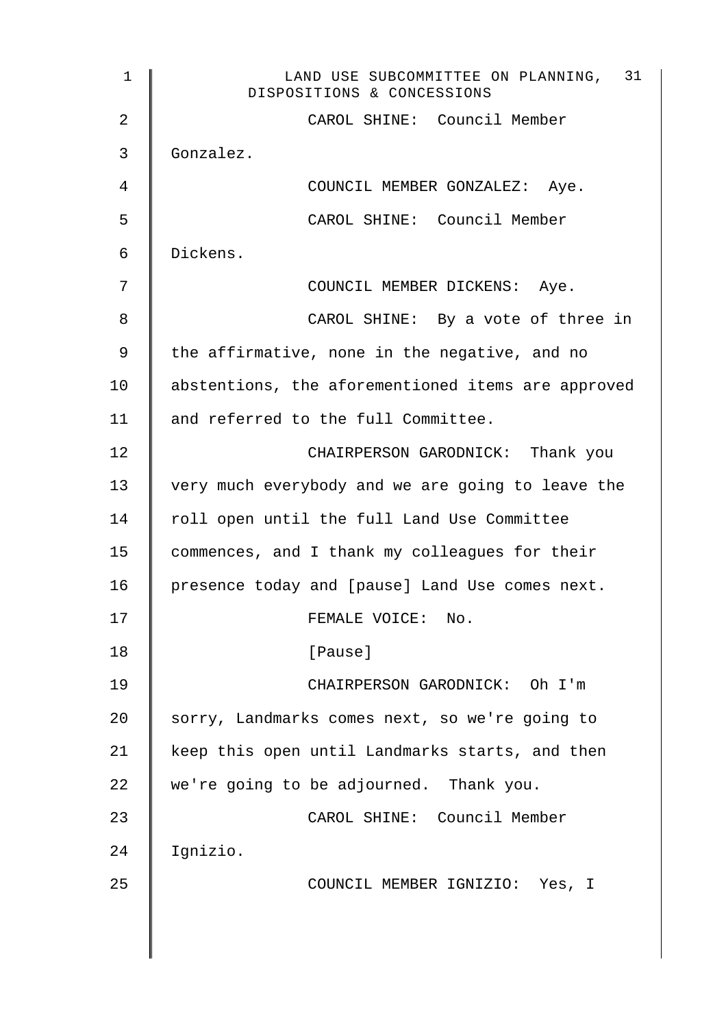CAROL SHINE: Council Member Gonzalez.

COUNCIL MEMBER GONZALEZ: Aye.

CAROL SHINE: Council Member Dickens.

COUNCIL MEMBER DICKENS: Aye.

CAROL SHINE: By a vote of three in the affirmative, none in the negative, and no abstentions, the aforementioned items are approved and referred to the full Committee.

CHAIRPERSON GARODNICK: Thank you very much everybody and we are going to leave the roll open until the full Land Use Committee commences, and I thank my colleagues for their presence today and [pause] Land Use comes next.

FEMALE VOICE: No.

[Pause]

CHAIRPERSON GARODNICK: Oh I'm sorry, Landmarks comes next, so we're going to keep this open until Landmarks starts, and then we're going to be adjourned. Thank you.

CAROL SHINE: Council Member Ignizio.

COUNCIL MEMBER IGNIZIO: Yes, I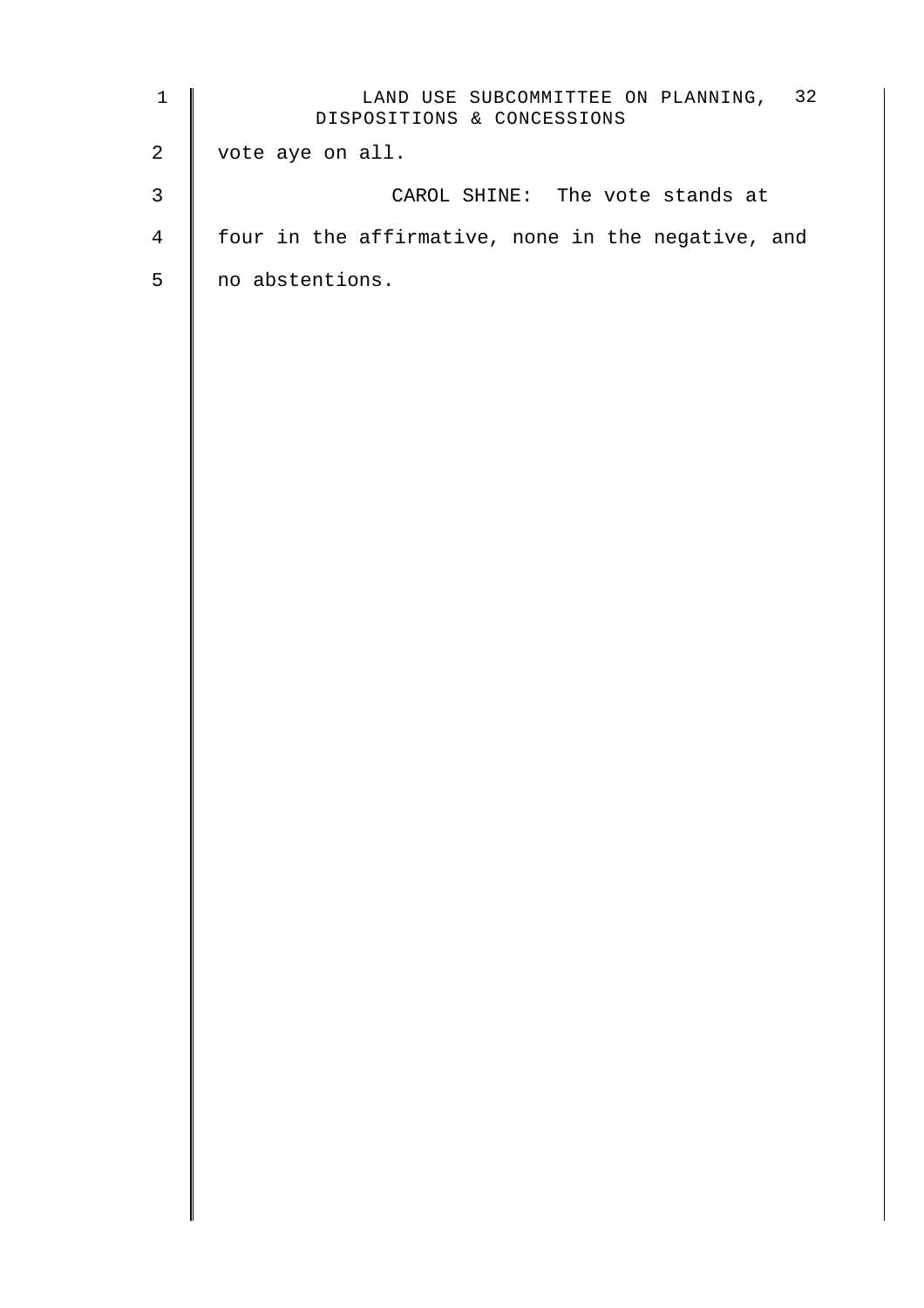vote aye on all.

CAROL SHINE: The vote stands at four in the affirmative, none in the negative, and no abstentions.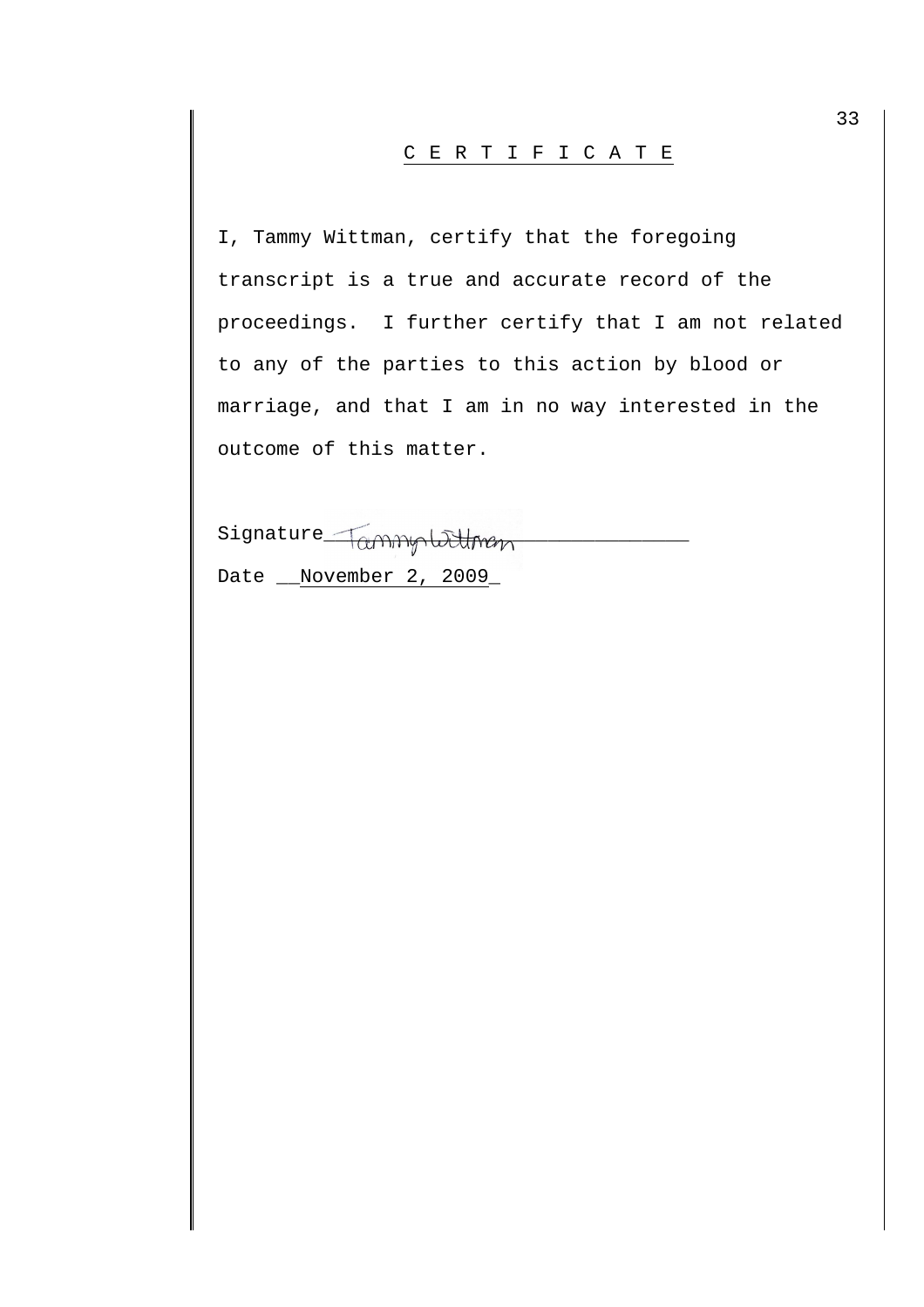# C E R T I F I C A T E

I, Tammy Wittman, certify that the foregoing transcript is a true and accurate record of the proceedings. I further certify that I am not related to any of the parties to this action by blood or marriage, and that I am in no way interested in the outcome of this matter.

Signature Tammy Wittman

Date November 2, 2009